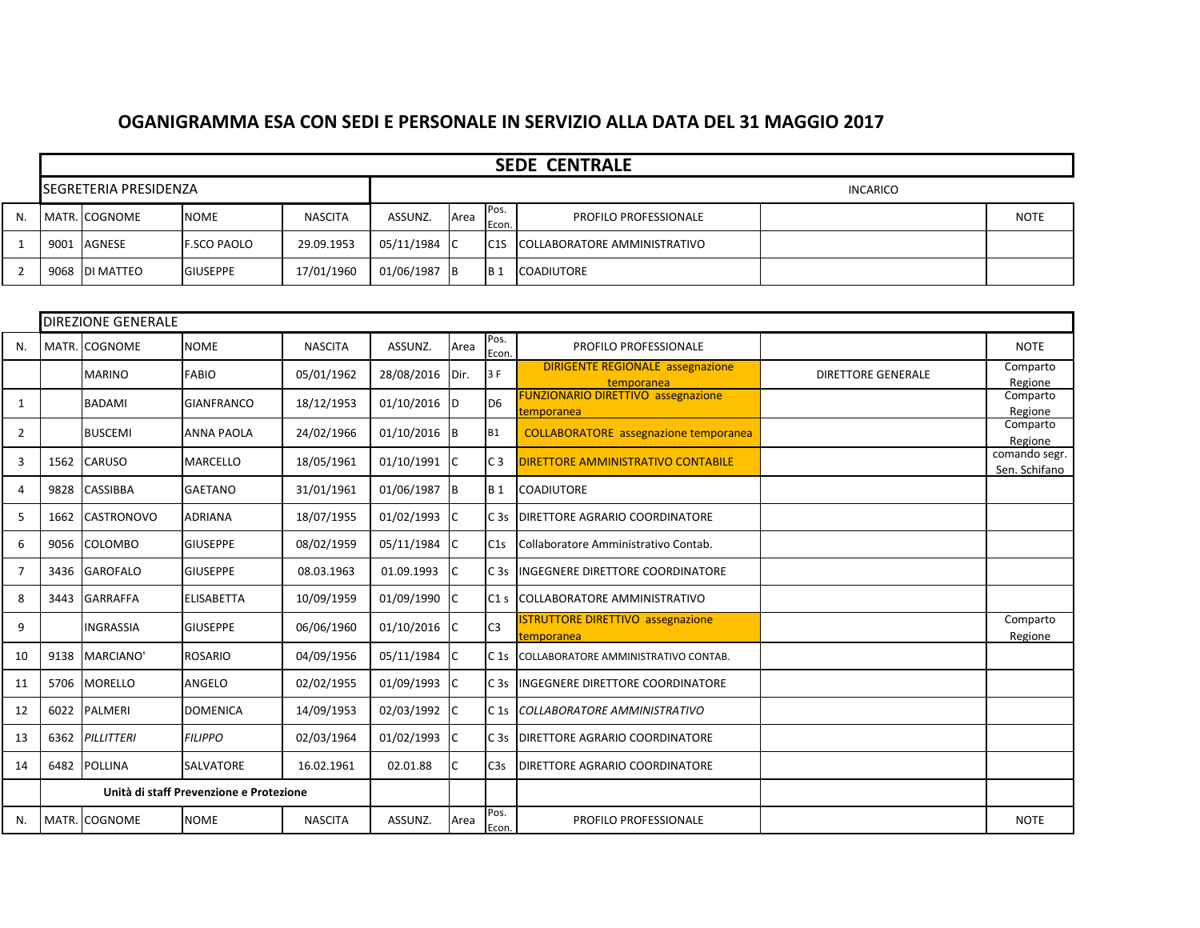# OGANIGRAMMA ESA CON SEDI E PERSONALE IN SERVIZIO ALLA DATA DEL 31 MAGGIO 2017

## SEDE CENTRALE

| SEGRETERIA PRESIDENZA | | | | | | | | | INCARICO | |
|---|---|---|---|---|---|---|---|---|---|---|
| N. | MATR. | COGNOME | NOME | NASCITA | ASSUNZ. | Area | Pos. Econ. | PROFILO PROFESSIONALE | | NOTE |
| 1 | 9001 | AGNESE | F.SCO PAOLO | 29.09.1953 | 05/11/1984 | C | C1S | COLLABORATORE AMMINISTRATIVO | | |
| 2 | 9068 | DI MATTEO | GIUSEPPE | 17/01/1960 | 01/06/1987 | B | B 1 | COADIUTORE | | |

| DIREZIONE GENERALE | | | | | | | | | | |
|---|---|---|---|---|---|---|---|---|---|---|
| N. | MATR. | COGNOME | NOME | NASCITA | ASSUNZ. | Area | Pos. Econ. | PROFILO PROFESSIONALE | | NOTE |
| | | MARINO | FABIO | 05/01/1962 | 28/08/2016 | Dir. | 3 F | DIRIGENTE REGIONALE assegnazione temporanea | DIRETTORE GENERALE | Comparto Regione |
| 1 | | BADAMI | GIANFRANCO | 18/12/1953 | 01/10/2016 | D | D6 | FUNZIONARIO DIRETTIVO assegnazione temporanea | | Comparto Regione |
| 2 | | BUSCEMI | ANNA PAOLA | 24/02/1966 | 01/10/2016 | B | B1 | COLLABORATORE assegnazione temporanea | | Comparto Regione |
| 3 | 1562 | CARUSO | MARCELLO | 18/05/1961 | 01/10/1991 | C | C 3 | DIRETTORE AMMINISTRATIVO CONTABILE | | comando segr. Sen. Schifano |
| 4 | 9828 | CASSIBBA | GAETANO | 31/01/1961 | 01/06/1987 | B | B 1 | COADIUTORE | | |
| 5 | 1662 | CASTRONOVO | ADRIANA | 18/07/1955 | 01/02/1993 | C | C 3s | DIRETTORE AGRARIO COORDINATORE | | |
| 6 | 9056 | COLOMBO | GIUSEPPE | 08/02/1959 | 05/11/1984 | C | C1s | Collaboratore Amministrativo Contab. | | |
| 7 | 3436 | GAROFALO | GIUSEPPE | 08.03.1963 | 01.09.1993 | C | C 3s | INGEGNERE DIRETTORE COORDINATORE | | |
| 8 | 3443 | GARRAFFA | ELISABETTA | 10/09/1959 | 01/09/1990 | C | C1 s | COLLABORATORE AMMINISTRATIVO | | |
| 9 | | INGRASSIA | GIUSEPPE | 06/06/1960 | 01/10/2016 | C | C3 | ISTRUTTORE DIRETTIVO assegnazione temporanea | | Comparto Regione |
| 10 | 9138 | MARCIANO' | ROSARIO | 04/09/1956 | 05/11/1984 | C | C 1s | COLLABORATORE AMMINISTRATIVO CONTAB. | | |
| 11 | 5706 | MORELLO | ANGELO | 02/02/1955 | 01/09/1993 | C | C 3s | INGEGNERE DIRETTORE COORDINATORE | | |
| 12 | 6022 | PALMERI | DOMENICA | 14/09/1953 | 02/03/1992 | C | C 1s | *COLLABORATORE AMMINISTRATIVO* | | |
| 13 | 6362 | *PILLITTERI* | *FILIPPO* | 02/03/1964 | 01/02/1993 | C | C 3s | DIRETTORE AGRARIO COORDINATORE | | |
| 14 | 6482 | POLLINA | SALVATORE | 16.02.1961 | 02.01.88 | C | C3s | DIRETTORE AGRARIO COORDINATORE | | |
| | **Unità di staff Prevenzione e Protezione** | | | | | | | | | |
| N. | MATR. | COGNOME | NOME | NASCITA | ASSUNZ. | Area | Pos. Econ. | PROFILO PROFESSIONALE | | NOTE |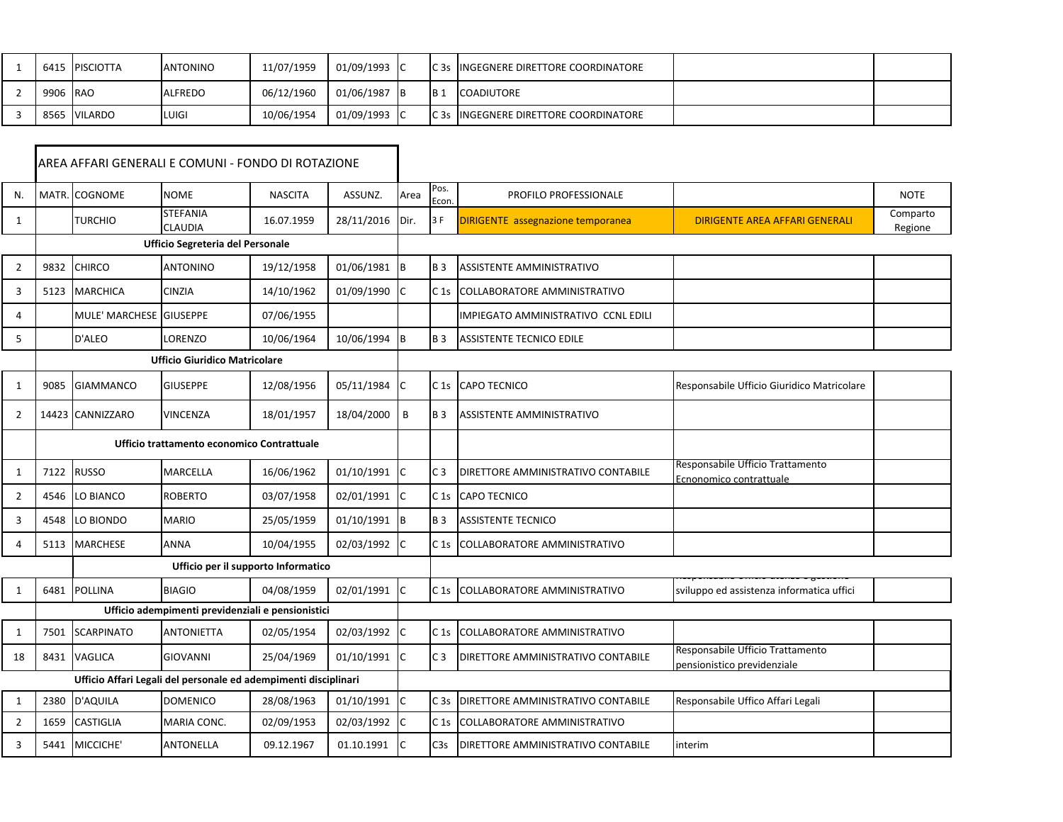| | | | | | | | | | | |
|---|---|---|---|---|---|---|---|---|---|---|
| 1 | 6415 | PISCIOTTA | ANTONINO | 11/07/1959 | 01/09/1993 | C | C 3s | INGEGNERE DIRETTORE COORDINATORE | | |
| 2 | 9906 | RAO | ALFREDO | 06/12/1960 | 01/06/1987 | B | B 1 | COADIUTORE | | |
| 3 | 8565 | VILARDO | LUIGI | 10/06/1954 | 01/09/1993 | C | C 3s | INGEGNERE DIRETTORE COORDINATORE | | |

## AREA AFFARI GENERALI E COMUNI - FONDO DI ROTAZIONE

| N. | MATR. | COGNOME | NOME | NASCITA | ASSUNZ. | Area | Pos. Econ. | PROFILO PROFESSIONALE | | NOTE |
|---|---|---|---|---|---|---|---|---|---|---|
| 1 | | TURCHIO | STEFANIA CLAUDIA | 16.07.1959 | 28/11/2016 | Dir. | 3 F | DIRIGENTE assegnazione temporanea | DIRIGENTE AREA AFFARI GENERALI | Comparto Regione |
| | **Ufficio Segreteria del Personale** | | | | | | | | | |
| 2 | 9832 | CHIRCO | ANTONINO | 19/12/1958 | 01/06/1981 | B | B 3 | ASSISTENTE AMMINISTRATIVO | | |
| 3 | 5123 | MARCHICA | CINZIA | 14/10/1962 | 01/09/1990 | C | C 1s | COLLABORATORE AMMINISTRATIVO | | |
| 4 | | MULE' MARCHESE | GIUSEPPE | 07/06/1955 | | | | IMPIEGATO AMMINISTRATIVO CCNL EDILI | | |
| 5 | | D'ALEO | LORENZO | 10/06/1964 | 10/06/1994 | B | B 3 | ASSISTENTE TECNICO EDILE | | |
| | **Ufficio Giuridico Matricolare** | | | | | | | | | |
| 1 | 9085 | GIAMMANCO | GIUSEPPE | 12/08/1956 | 05/11/1984 | C | C 1s | CAPO TECNICO | Responsabile Ufficio Giuridico Matricolare | |
| 2 | 14423 | CANNIZZARO | VINCENZA | 18/01/1957 | 18/04/2000 | B | B 3 | ASSISTENTE AMMINISTRATIVO | | |
| | **Ufficio trattamento economico Contrattuale** | | | | | | | | | |
| 1 | 7122 | RUSSO | MARCELLA | 16/06/1962 | 01/10/1991 | C | C 3 | DIRETTORE AMMINISTRATIVO CONTABILE | Responsabile Ufficio Trattamento Ecnonomico contrattuale | |
| 2 | 4546 | LO BIANCO | ROBERTO | 03/07/1958 | 02/01/1991 | C | C 1s | CAPO TECNICO | | |
| 3 | 4548 | LO BIONDO | MARIO | 25/05/1959 | 01/10/1991 | B | B 3 | ASSISTENTE TECNICO | | |
| 4 | 5113 | MARCHESE | ANNA | 10/04/1955 | 02/03/1992 | C | C 1s | COLLABORATORE AMMINISTRATIVO | | |
| | | **Ufficio per il supporto Informatico** | | | | | | | | |
| 1 | 6481 | POLLINA | BIAGIO | 04/08/1959 | 02/01/1991 | C | C 1s | COLLABORATORE AMMINISTRATIVO | Responsabile Ufficio ... e gestione sviluppo ed assistenza informatica uffici | |
| | **Ufficio adempimenti previdenziali e pensionistici** | | | | | | | | | |
| 1 | 7501 | SCARPINATO | ANTONIETTA | 02/05/1954 | 02/03/1992 | C | C 1s | COLLABORATORE AMMINISTRATIVO | | |
| 18 | 8431 | VAGLICA | GIOVANNI | 25/04/1969 | 01/10/1991 | C | C 3 | DIRETTORE AMMINISTRATIVO CONTABILE | Responsabile Ufficio Trattamento pensionistico previdenziale | |
| | **Ufficio Affari Legali del personale ed adempimenti disciplinari** | | | | | | | | | |
| 1 | 2380 | D'AQUILA | DOMENICO | 28/08/1963 | 01/10/1991 | C | C 3s | DIRETTORE AMMINISTRATIVO CONTABILE | Responsabile Uffico Affari Legali | |
| 2 | 1659 | CASTIGLIA | MARIA CONC. | 02/09/1953 | 02/03/1992 | C | C 1s | COLLABORATORE AMMINISTRATIVO | | |
| 3 | 5441 | MICCICHE' | ANTONELLA | 09.12.1967 | 01.10.1991 | C | C3s | DIRETTORE AMMINISTRATIVO CONTABILE | interim | |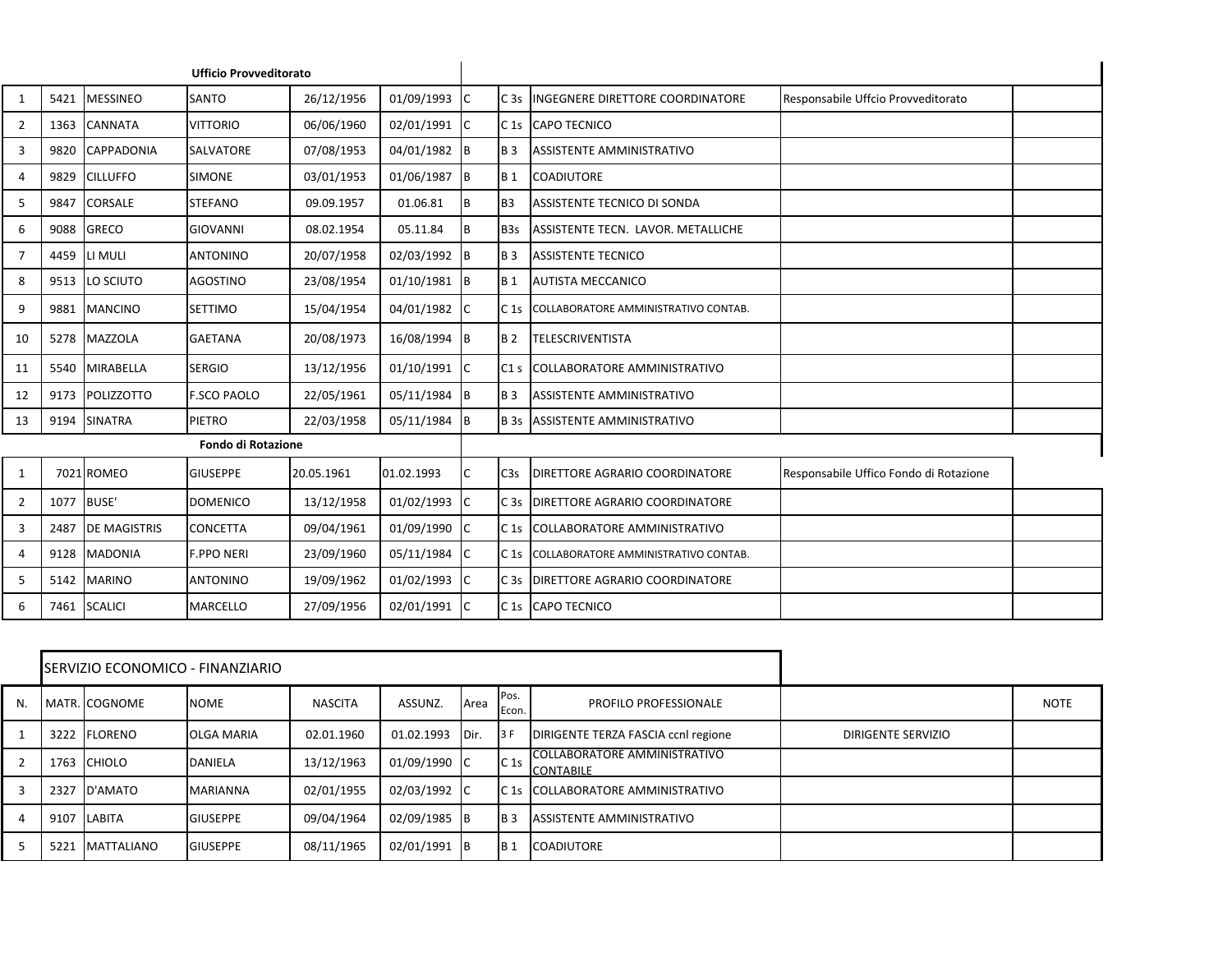**Ufficio Provveditorato**

| N. | MATR. | COGNOME | NOME | NASCITA | ASSUNZ. | Area | Pos. Econ. | PROFILO PROFESSIONALE | | NOTE |
|---|---|---|---|---|---|---|---|---|---|---|
| 1 | 5421 | MESSINEO | SANTO | 26/12/1956 | 01/09/1993 | C | C 3s | INGEGNERE DIRETTORE COORDINATORE | Responsabile Uffcio Provveditorato | |
| 2 | 1363 | CANNATA | VITTORIO | 06/06/1960 | 02/01/1991 | C | C 1s | CAPO TECNICO | | |
| 3 | 9820 | CAPPADONIA | SALVATORE | 07/08/1953 | 04/01/1982 | B | B 3 | ASSISTENTE AMMINISTRATIVO | | |
| 4 | 9829 | CILLUFFO | SIMONE | 03/01/1953 | 01/06/1987 | B | B 1 | COADIUTORE | | |
| 5 | 9847 | CORSALE | STEFANO | 09.09.1957 | 01.06.81 | B | B3 | ASSISTENTE TECNICO DI SONDA | | |
| 6 | 9088 | GRECO | GIOVANNI | 08.02.1954 | 05.11.84 | B | B3s | ASSISTENTE TECN. LAVOR. METALLICHE | | |
| 7 | 4459 | LI MULI | ANTONINO | 20/07/1958 | 02/03/1992 | B | B 3 | ASSISTENTE TECNICO | | |
| 8 | 9513 | LO SCIUTO | AGOSTINO | 23/08/1954 | 01/10/1981 | B | B 1 | AUTISTA MECCANICO | | |
| 9 | 9881 | MANCINO | SETTIMO | 15/04/1954 | 04/01/1982 | C | C 1s | COLLABORATORE AMMINISTRATIVO CONTAB. | | |
| 10 | 5278 | MAZZOLA | GAETANA | 20/08/1973 | 16/08/1994 | B | B 2 | TELESCRIVENTISTA | | |
| 11 | 5540 | MIRABELLA | SERGIO | 13/12/1956 | 01/10/1991 | C | C1 s | COLLABORATORE AMMINISTRATIVO | | |
| 12 | 9173 | POLIZZOTTO | F.SCO PAOLO | 22/05/1961 | 05/11/1984 | B | B 3 | ASSISTENTE AMMINISTRATIVO | | |
| 13 | 9194 | SINATRA | PIETRO | 22/03/1958 | 05/11/1984 | B | B 3s | ASSISTENTE AMMINISTRATIVO | | |

**Fondo di Rotazione**

| N. | MATR. | COGNOME | NOME | NASCITA | ASSUNZ. | Area | Pos. Econ. | PROFILO PROFESSIONALE | | NOTE |
|---|---|---|---|---|---|---|---|---|---|---|
| 1 | 7021 | ROMEO | GIUSEPPE | 20.05.1961 | 01.02.1993 | C | C3s | DIRETTORE AGRARIO COORDINATORE | Responsabile Uffico Fondo di Rotazione | |
| 2 | 1077 | BUSE' | DOMENICO | 13/12/1958 | 01/02/1993 | C | C 3s | DIRETTORE AGRARIO COORDINATORE | | |
| 3 | 2487 | DE MAGISTRIS | CONCETTA | 09/04/1961 | 01/09/1990 | C | C 1s | COLLABORATORE AMMINISTRATIVO | | |
| 4 | 9128 | MADONIA | F.PPO NERI | 23/09/1960 | 05/11/1984 | C | C 1s | COLLABORATORE AMMINISTRATIVO CONTAB. | | |
| 5 | 5142 | MARINO | ANTONINO | 19/09/1962 | 01/02/1993 | C | C 3s | DIRETTORE AGRARIO COORDINATORE | | |
| 6 | 7461 | SCALICI | MARCELLO | 27/09/1956 | 02/01/1991 | C | C 1s | CAPO TECNICO | | |

## SERVIZIO ECONOMICO - FINANZIARIO

| N. | MATR. | COGNOME | NOME | NASCITA | ASSUNZ. | Area | Pos. Econ. | PROFILO PROFESSIONALE | | NOTE |
|---|---|---|---|---|---|---|---|---|---|---|
| 1 | 3222 | FLORENO | OLGA MARIA | 02.01.1960 | 01.02.1993 | Dir. | 3 F | DIRIGENTE TERZA FASCIA ccnl regione | DIRIGENTE SERVIZIO | |
| 2 | 1763 | CHIOLO | DANIELA | 13/12/1963 | 01/09/1990 | C | C 1s | COLLABORATORE AMMINISTRATIVO CONTABILE | | |
| 3 | 2327 | D'AMATO | MARIANNA | 02/01/1955 | 02/03/1992 | C | C 1s | COLLABORATORE AMMINISTRATIVO | | |
| 4 | 9107 | LABITA | GIUSEPPE | 09/04/1964 | 02/09/1985 | B | B 3 | ASSISTENTE AMMINISTRATIVO | | |
| 5 | 5221 | MATTALIANO | GIUSEPPE | 08/11/1965 | 02/01/1991 | B | B 1 | COADIUTORE | | |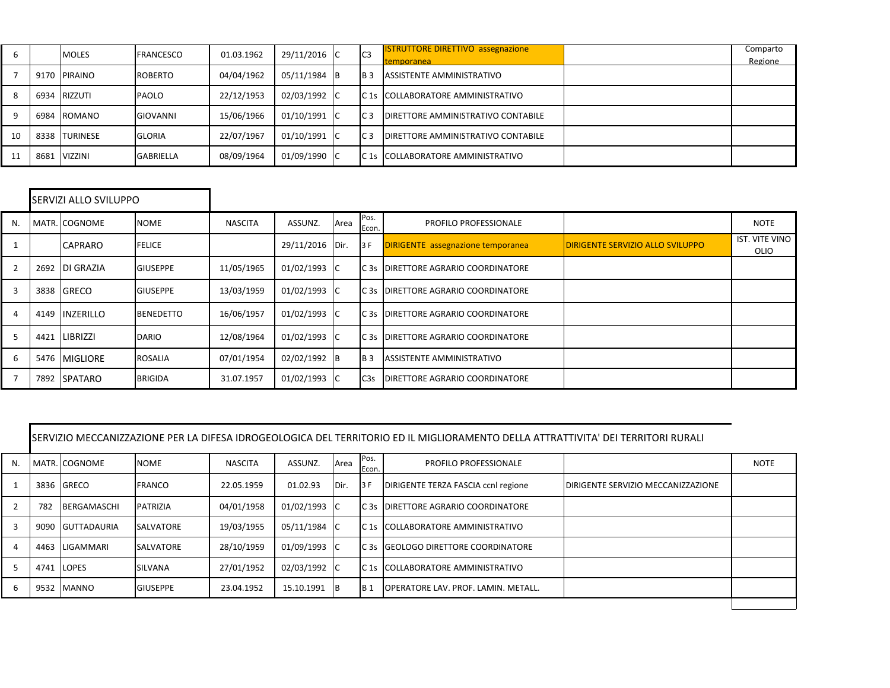| 6 | | MOLES | FRANCESCO | 01.03.1962 | 29/11/2016 | C | C3 | ISTRUTTORE DIRETTIVO assegnazione temporanea | | Comparto Regione |
|---|---|---|---|---|---|---|---|---|---|---|
| 7 | 9170 | PIRAINO | ROBERTO | 04/04/1962 | 05/11/1984 | B | B 3 | ASSISTENTE AMMINISTRATIVO | | |
| 8 | 6934 | RIZZUTI | PAOLO | 22/12/1953 | 02/03/1992 | C | C 1s | COLLABORATORE AMMINISTRATIVO | | |
| 9 | 6984 | ROMANO | GIOVANNI | 15/06/1966 | 01/10/1991 | C | C 3 | DIRETTORE AMMINISTRATIVO CONTABILE | | |
| 10 | 8338 | TURINESE | GLORIA | 22/07/1967 | 01/10/1991 | C | C 3 | DIRETTORE AMMINISTRATIVO CONTABILE | | |
| 11 | 8681 | VIZZINI | GABRIELLA | 08/09/1964 | 01/09/1990 | C | C 1s | COLLABORATORE AMMINISTRATIVO | | |

SERVIZI ALLO SVILUPPO

| N. | MATR. | COGNOME | NOME | NASCITA | ASSUNZ. | Area | Pos. Econ. | PROFILO PROFESSIONALE | | NOTE |
|---|---|---|---|---|---|---|---|---|---|---|
| 1 | | CAPRARO | FELICE | | 29/11/2016 | Dir. | 3 F | DIRIGENTE assegnazione temporanea | DIRIGENTE SERVIZIO ALLO SVILUPPO | IST. VITE VINO OLIO |
| 2 | 2692 | DI GRAZIA | GIUSEPPE | 11/05/1965 | 01/02/1993 | C | C 3s | DIRETTORE AGRARIO COORDINATORE | | |
| 3 | 3838 | GRECO | GIUSEPPE | 13/03/1959 | 01/02/1993 | C | C 3s | DIRETTORE AGRARIO COORDINATORE | | |
| 4 | 4149 | INZERILLO | BENEDETTO | 16/06/1957 | 01/02/1993 | C | C 3s | DIRETTORE AGRARIO COORDINATORE | | |
| 5 | 4421 | LIBRIZZI | DARIO | 12/08/1964 | 01/02/1993 | C | C 3s | DIRETTORE AGRARIO COORDINATORE | | |
| 6 | 5476 | MIGLIORE | ROSALIA | 07/01/1954 | 02/02/1992 | B | B 3 | ASSISTENTE AMMINISTRATIVO | | |
| 7 | 7892 | SPATARO | BRIGIDA | 31.07.1957 | 01/02/1993 | C | C3s | DIRETTORE AGRARIO COORDINATORE | | |

SERVIZIO MECCANIZZAZIONE PER LA DIFESA IDROGEOLOGICA DEL TERRITORIO ED IL MIGLIORAMENTO DELLA ATTRATTIVITA' DEI TERRITORI RURALI

| N. | MATR. | COGNOME | NOME | NASCITA | ASSUNZ. | Area | Pos. Econ. | PROFILO PROFESSIONALE | | NOTE |
|---|---|---|---|---|---|---|---|---|---|---|
| 1 | 3836 | GRECO | FRANCO | 22.05.1959 | 01.02.93 | Dir. | 3 F | DIRIGENTE TERZA FASCIA ccnl regione | DIRIGENTE SERVIZIO MECCANIZZAZIONE | |
| 2 | 782 | BERGAMASCHI | PATRIZIA | 04/01/1958 | 01/02/1993 | C | C 3s | DIRETTORE AGRARIO COORDINATORE | | |
| 3 | 9090 | GUTTADAURIA | SALVATORE | 19/03/1955 | 05/11/1984 | C | C 1s | COLLABORATORE AMMINISTRATIVO | | |
| 4 | 4463 | LIGAMMARI | SALVATORE | 28/10/1959 | 01/09/1993 | C | C 3s | GEOLOGO DIRETTORE COORDINATORE | | |
| 5 | 4741 | LOPES | SILVANA | 27/01/1952 | 02/03/1992 | C | C 1s | COLLABORATORE AMMINISTRATIVO | | |
| 6 | 9532 | MANNO | GIUSEPPE | 23.04.1952 | 15.10.1991 | B | B 1 | OPERATORE LAV. PROF. LAMIN. METALL. | | |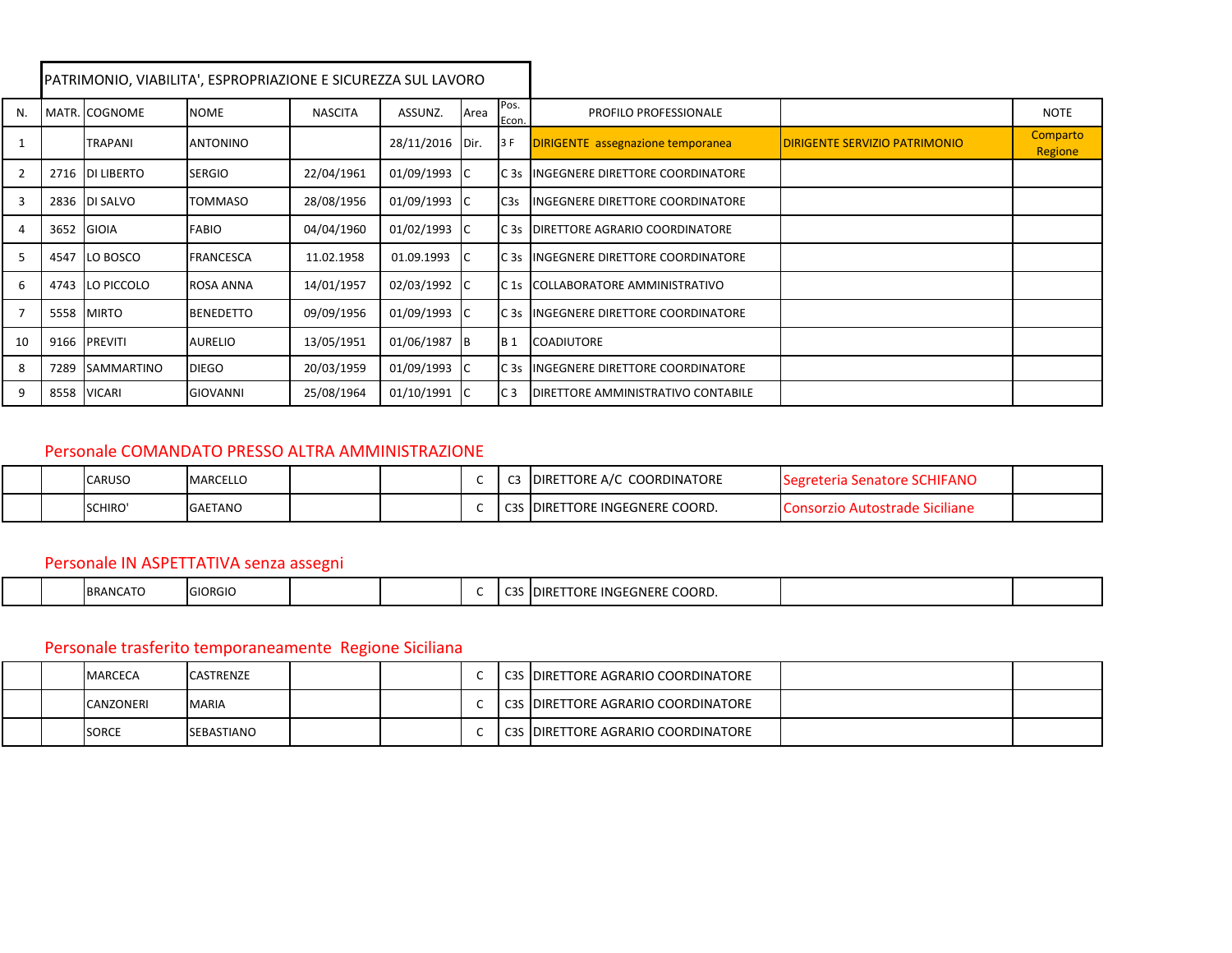## PATRIMONIO, VIABILITA', ESPROPRIAZIONE E SICUREZZA SUL LAVORO

| N. | MATR. | COGNOME | NOME | NASCITA | ASSUNZ. | Area | Pos. Econ. | PROFILO PROFESSIONALE | | NOTE |
|---|---|---|---|---|---|---|---|---|---|---|
| 1 | | TRAPANI | ANTONINO | | 28/11/2016 | Dir. | 3 F | DIRIGENTE assegnazione temporanea | DIRIGENTE SERVIZIO PATRIMONIO | Comparto Regione |
| 2 | 2716 | DI LIBERTO | SERGIO | 22/04/1961 | 01/09/1993 | C | C 3s | INGEGNERE DIRETTORE COORDINATORE | | |
| 3 | 2836 | DI SALVO | TOMMASO | 28/08/1956 | 01/09/1993 | C | C3s | INGEGNERE DIRETTORE COORDINATORE | | |
| 4 | 3652 | GIOIA | FABIO | 04/04/1960 | 01/02/1993 | C | C 3s | DIRETTORE AGRARIO COORDINATORE | | |
| 5 | 4547 | LO BOSCO | FRANCESCA | 11.02.1958 | 01.09.1993 | C | C 3s | INGEGNERE DIRETTORE COORDINATORE | | |
| 6 | 4743 | LO PICCOLO | ROSA ANNA | 14/01/1957 | 02/03/1992 | C | C 1s | COLLABORATORE AMMINISTRATIVO | | |
| 7 | 5558 | MIRTO | BENEDETTO | 09/09/1956 | 01/09/1993 | C | C 3s | INGEGNERE DIRETTORE COORDINATORE | | |
| 10 | 9166 | PREVITI | AURELIO | 13/05/1951 | 01/06/1987 | B | B 1 | COADIUTORE | | |
| 8 | 7289 | SAMMARTINO | DIEGO | 20/03/1959 | 01/09/1993 | C | C 3s | INGEGNERE DIRETTORE COORDINATORE | | |
| 9 | 8558 | VICARI | GIOVANNI | 25/08/1964 | 01/10/1991 | C | C 3 | DIRETTORE AMMINISTRATIVO CONTABILE | | |

### Personale COMANDATO PRESSO ALTRA AMMINISTRAZIONE

| | | | | | | | | | | |
|---|---|---|---|---|---|---|---|---|---|---|
| | | CARUSO | MARCELLO | | | C | C3 | DIRETTORE A/C COORDINATORE | Segreteria Senatore SCHIFANO | |
| | | SCHIRO' | GAETANO | | | C | C3S | DIRETTORE INGEGNERE COORD. | Consorzio Autostrade Siciliane | |

### Personale IN ASPETTATIVA senza assegni

| | | | | | | | | | | |
|---|---|---|---|---|---|---|---|---|---|---|
| | | BRANCATO | GIORGIO | | | C | C3S | DIRETTORE INGEGNERE COORD. | | |

### Personale trasferito temporaneamente Regione Siciliana

| | | | | | | | | | | |
|---|---|---|---|---|---|---|---|---|---|---|
| | | MARCECA | CASTRENZE | | | C | C3S | DIRETTORE AGRARIO COORDINATORE | | |
| | | CANZONERI | MARIA | | | C | C3S | DIRETTORE AGRARIO COORDINATORE | | |
| | | SORCE | SEBASTIANO | | | C | C3S | DIRETTORE AGRARIO COORDINATORE | | |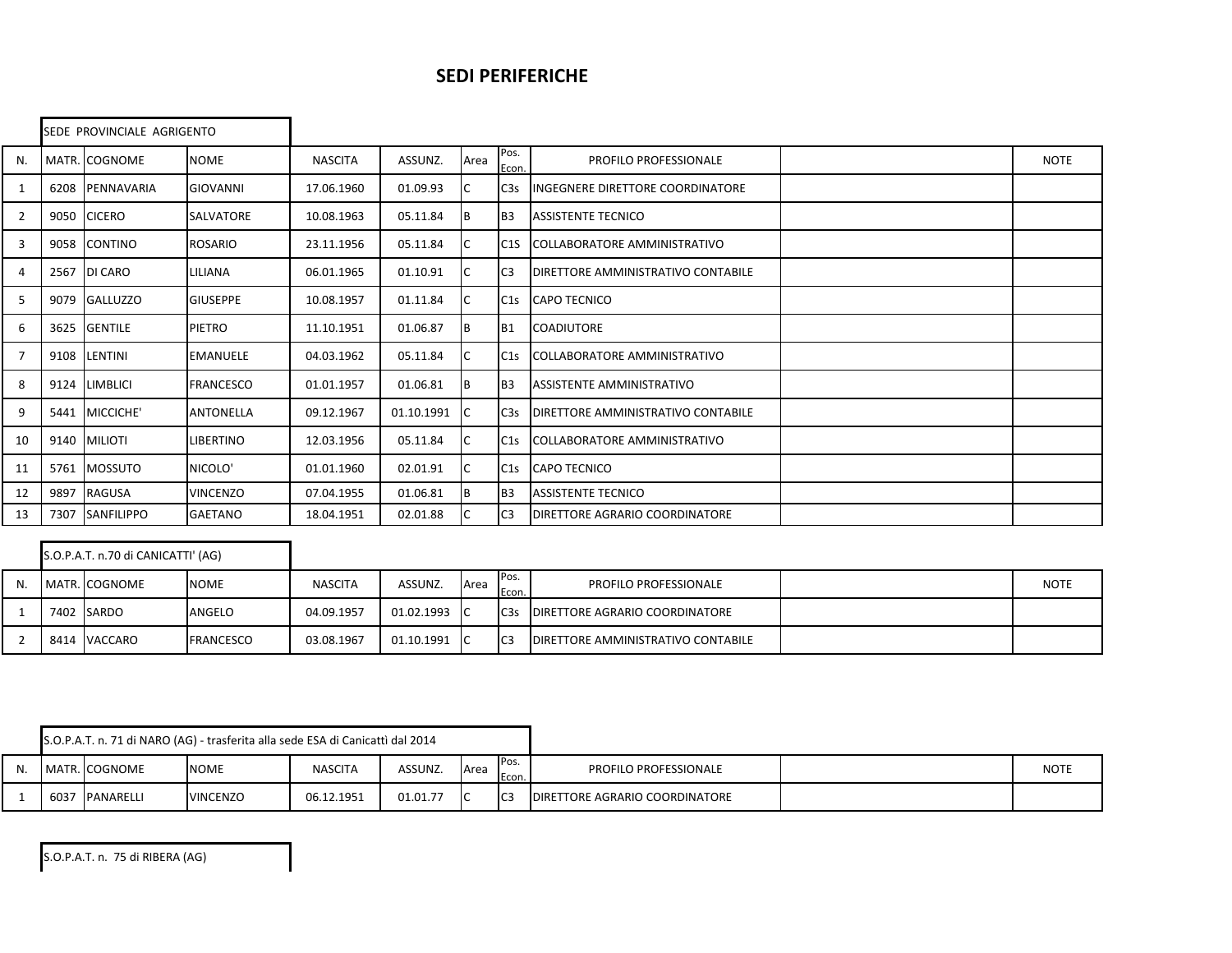# SEDI PERIFERICHE

SEDE PROVINCIALE AGRIGENTO

| N. | MATR. | COGNOME | NOME | NASCITA | ASSUNZ. | Area | Pos. Econ. | PROFILO PROFESSIONALE | | NOTE |
|---|---|---|---|---|---|---|---|---|---|---|
| 1 | 6208 | PENNAVARIA | GIOVANNI | 17.06.1960 | 01.09.93 | C | C3s | INGEGNERE DIRETTORE COORDINATORE | | |
| 2 | 9050 | CICERO | SALVATORE | 10.08.1963 | 05.11.84 | B | B3 | ASSISTENTE TECNICO | | |
| 3 | 9058 | CONTINO | ROSARIO | 23.11.1956 | 05.11.84 | C | C1S | COLLABORATORE AMMINISTRATIVO | | |
| 4 | 2567 | DI CARO | LILIANA | 06.01.1965 | 01.10.91 | C | C3 | DIRETTORE AMMINISTRATIVO CONTABILE | | |
| 5 | 9079 | GALLUZZO | GIUSEPPE | 10.08.1957 | 01.11.84 | C | C1s | CAPO TECNICO | | |
| 6 | 3625 | GENTILE | PIETRO | 11.10.1951 | 01.06.87 | B | B1 | COADIUTORE | | |
| 7 | 9108 | LENTINI | EMANUELE | 04.03.1962 | 05.11.84 | C | C1s | COLLABORATORE AMMINISTRATIVO | | |
| 8 | 9124 | LIMBLICI | FRANCESCO | 01.01.1957 | 01.06.81 | B | B3 | ASSISTENTE AMMINISTRATIVO | | |
| 9 | 5441 | MICCICHE' | ANTONELLA | 09.12.1967 | 01.10.1991 | C | C3s | DIRETTORE AMMINISTRATIVO CONTABILE | | |
| 10 | 9140 | MILIOTI | LIBERTINO | 12.03.1956 | 05.11.84 | C | C1s | COLLABORATORE AMMINISTRATIVO | | |
| 11 | 5761 | MOSSUTO | NICOLO' | 01.01.1960 | 02.01.91 | C | C1s | CAPO TECNICO | | |
| 12 | 9897 | RAGUSA | VINCENZO | 07.04.1955 | 01.06.81 | B | B3 | ASSISTENTE TECNICO | | |
| 13 | 7307 | SANFILIPPO | GAETANO | 18.04.1951 | 02.01.88 | C | C3 | DIRETTORE AGRARIO COORDINATORE | | |

S.O.P.A.T. n.70 di CANICATTI' (AG)

| N. | MATR. | COGNOME | NOME | NASCITA | ASSUNZ. | Area | Pos. Econ. | PROFILO PROFESSIONALE | | NOTE |
|---|---|---|---|---|---|---|---|---|---|---|
| 1 | 7402 | SARDO | ANGELO | 04.09.1957 | 01.02.1993 | C | C3s | DIRETTORE AGRARIO COORDINATORE | | |
| 2 | 8414 | VACCARO | FRANCESCO | 03.08.1967 | 01.10.1991 | C | C3 | DIRETTORE AMMINISTRATIVO CONTABILE | | |

S.O.P.A.T. n. 71 di NARO (AG) - trasferita alla sede ESA di Canicattì dal 2014

| N. | MATR. | COGNOME | NOME | NASCITA | ASSUNZ. | Area | Pos. Econ. | PROFILO PROFESSIONALE | | NOTE |
|---|---|---|---|---|---|---|---|---|---|---|
| 1 | 6037 | PANARELLI | VINCENZO | 06.12.1951 | 01.01.77 | C | C3 | DIRETTORE AGRARIO COORDINATORE | | |

S.O.P.A.T. n. 75 di RIBERA (AG)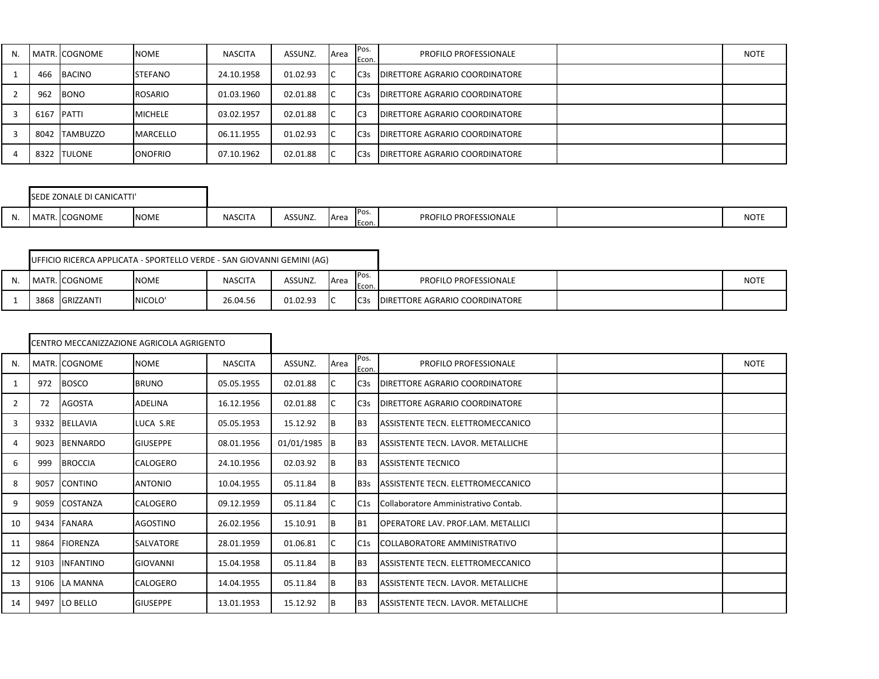| N. | MATR. | COGNOME | NOME | NASCITA | ASSUNZ. | Area | Pos. Econ. | PROFILO PROFESSIONALE | | NOTE |
|---|---|---|---|---|---|---|---|---|---|---|
| 1 | 466 | BACINO | STEFANO | 24.10.1958 | 01.02.93 | C | C3s | DIRETTORE AGRARIO COORDINATORE | | |
| 2 | 962 | BONO | ROSARIO | 01.03.1960 | 02.01.88 | C | C3s | DIRETTORE AGRARIO COORDINATORE | | |
| 3 | 6167 | PATTI | MICHELE | 03.02.1957 | 02.01.88 | C | C3 | DIRETTORE AGRARIO COORDINATORE | | |
| 3 | 8042 | TAMBUZZO | MARCELLO | 06.11.1955 | 01.02.93 | C | C3s | DIRETTORE AGRARIO COORDINATORE | | |
| 4 | 8322 | TULONE | ONOFRIO | 07.10.1962 | 02.01.88 | C | C3s | DIRETTORE AGRARIO COORDINATORE | | |

SEDE ZONALE DI CANICATTI'

| N. | MATR. | COGNOME | NOME | NASCITA | ASSUNZ. | Area | Pos. Econ. | PROFILO PROFESSIONALE | | NOTE |
|---|---|---|---|---|---|---|---|---|---|---|

UFFICIO RICERCA APPLICATA - SPORTELLO VERDE - SAN GIOVANNI GEMINI (AG)

| N. | MATR. | COGNOME | NOME | NASCITA | ASSUNZ. | Area | Pos. Econ. | PROFILO PROFESSIONALE | | NOTE |
|---|---|---|---|---|---|---|---|---|---|---|
| 1 | 3868 | GRIZZANTI | NICOLO' | 26.04.56 | 01.02.93 | C | C3s | DIRETTORE AGRARIO COORDINATORE | | |

CENTRO MECCANIZZAZIONE AGRICOLA AGRIGENTO

| N. | MATR. | COGNOME | NOME | NASCITA | ASSUNZ. | Area | Pos. Econ. | PROFILO PROFESSIONALE | | NOTE |
|---|---|---|---|---|---|---|---|---|---|---|
| 1 | 972 | BOSCO | BRUNO | 05.05.1955 | 02.01.88 | C | C3s | DIRETTORE AGRARIO COORDINATORE | | |
| 2 | 72 | AGOSTA | ADELINA | 16.12.1956 | 02.01.88 | C | C3s | DIRETTORE AGRARIO COORDINATORE | | |
| 3 | 9332 | BELLAVIA | LUCA S.RE | 05.05.1953 | 15.12.92 | B | B3 | ASSISTENTE TECN. ELETTROMECCANICO | | |
| 4 | 9023 | BENNARDO | GIUSEPPE | 08.01.1956 | 01/01/1985 | B | B3 | ASSISTENTE TECN. LAVOR. METALLICHE | | |
| 6 | 999 | BROCCIA | CALOGERO | 24.10.1956 | 02.03.92 | B | B3 | ASSISTENTE TECNICO | | |
| 8 | 9057 | CONTINO | ANTONIO | 10.04.1955 | 05.11.84 | B | B3s | ASSISTENTE TECN. ELETTROMECCANICO | | |
| 9 | 9059 | COSTANZA | CALOGERO | 09.12.1959 | 05.11.84 | C | C1s | Collaboratore Amministrativo Contab. | | |
| 10 | 9434 | FANARA | AGOSTINO | 26.02.1956 | 15.10.91 | B | B1 | OPERATORE LAV. PROF.LAM. METALLICI | | |
| 11 | 9864 | FIORENZA | SALVATORE | 28.01.1959 | 01.06.81 | C | C1s | COLLABORATORE AMMINISTRATIVO | | |
| 12 | 9103 | INFANTINO | GIOVANNI | 15.04.1958 | 05.11.84 | B | B3 | ASSISTENTE TECN. ELETTROMECCANICO | | |
| 13 | 9106 | LA MANNA | CALOGERO | 14.04.1955 | 05.11.84 | B | B3 | ASSISTENTE TECN. LAVOR. METALLICHE | | |
| 14 | 9497 | LO BELLO | GIUSEPPE | 13.01.1953 | 15.12.92 | B | B3 | ASSISTENTE TECN. LAVOR. METALLICHE | | |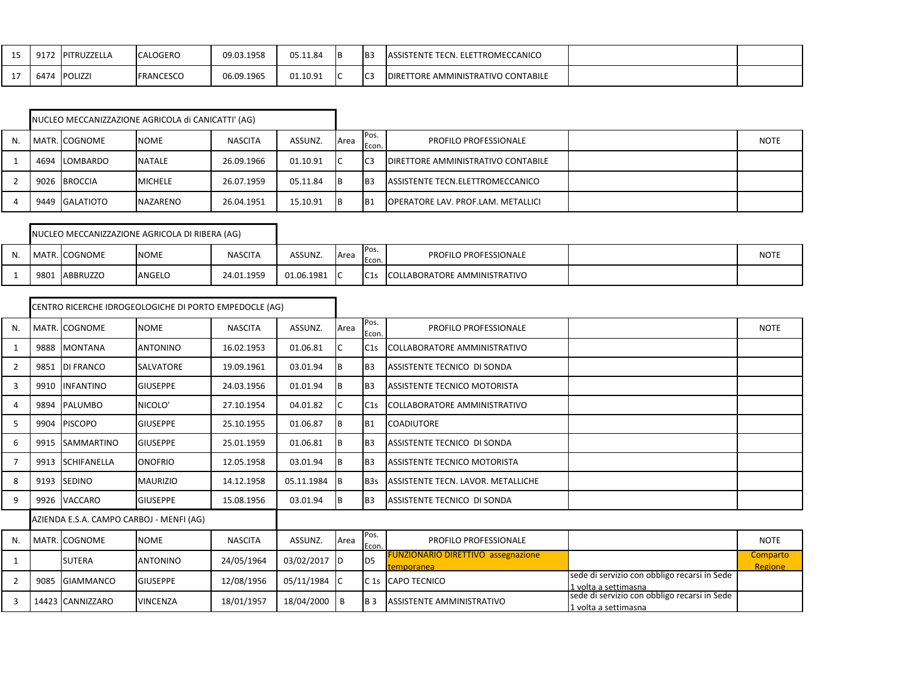| 15 | 9172 | PITRUZZELLA | CALOGERO | 09.03.1958 | 05.11.84 | B | B3 | ASSISTENTE TECN. ELETTROMECCANICO | | |
|---|---|---|---|---|---|---|---|---|---|---|
| 17 | 6474 | POLIZZI | FRANCESCO | 06.09.1965 | 01.10.91 | C | C3 | DIRETTORE AMMINISTRATIVO CONTABILE | | |

NUCLEO MECCANIZZAZIONE AGRICOLA di CANICATTI' (AG)

| N. | MATR. | COGNOME | NOME | NASCITA | ASSUNZ. | Area | Pos. Econ. | PROFILO PROFESSIONALE | | NOTE |
|---|---|---|---|---|---|---|---|---|---|---|
| 1 | 4694 | LOMBARDO | NATALE | 26.09.1966 | 01.10.91 | C | C3 | DIRETTORE AMMINISTRATIVO CONTABILE | | |
| 2 | 9026 | BROCCIA | MICHELE | 26.07.1959 | 05.11.84 | B | B3 | ASSISTENTE TECN.ELETTROMECCANICO | | |
| 4 | 9449 | GALATIOTO | NAZARENO | 26.04.1951 | 15.10.91 | B | B1 | OPERATORE LAV. PROF.LAM. METALLICI | | |

NUCLEO MECCANIZZAZIONE AGRICOLA DI RIBERA (AG)

| N. | MATR. | COGNOME | NOME | NASCITA | ASSUNZ. | Area | Pos. Econ. | PROFILO PROFESSIONALE | | NOTE |
|---|---|---|---|---|---|---|---|---|---|---|
| 1 | 9801 | ABBRUZZO | ANGELO | 24.01.1959 | 01.06.1981 | C | C1s | COLLABORATORE AMMINISTRATIVO | | |

CENTRO RICERCHE IDROGEOLOGICHE DI PORTO EMPEDOCLE (AG)

| N. | MATR. | COGNOME | NOME | NASCITA | ASSUNZ. | Area | Pos. Econ. | PROFILO PROFESSIONALE | | NOTE |
|---|---|---|---|---|---|---|---|---|---|---|
| 1 | 9888 | MONTANA | ANTONINO | 16.02.1953 | 01.06.81 | C | C1s | COLLABORATORE AMMINISTRATIVO | | |
| 2 | 9851 | DI FRANCO | SALVATORE | 19.09.1961 | 03.01.94 | B | B3 | ASSISTENTE TECNICO DI SONDA | | |
| 3 | 9910 | INFANTINO | GIUSEPPE | 24.03.1956 | 01.01.94 | B | B3 | ASSISTENTE TECNICO MOTORISTA | | |
| 4 | 9894 | PALUMBO | NICOLO' | 27.10.1954 | 04.01.82 | C | C1s | COLLABORATORE AMMINISTRATIVO | | |
| 5 | 9904 | PISCOPO | GIUSEPPE | 25.10.1955 | 01.06.87 | B | B1 | COADIUTORE | | |
| 6 | 9915 | SAMMARTINO | GIUSEPPE | 25.01.1959 | 01.06.81 | B | B3 | ASSISTENTE TECNICO DI SONDA | | |
| 7 | 9913 | SCHIFANELLA | ONOFRIO | 12.05.1958 | 03.01.94 | B | B3 | ASSISTENTE TECNICO MOTORISTA | | |
| 8 | 9193 | SEDINO | MAURIZIO | 14.12.1958 | 05.11.1984 | B | B3s | ASSISTENTE TECN. LAVOR. METALLICHE | | |
| 9 | 9926 | VACCARO | GIUSEPPE | 15.08.1956 | 03.01.94 | B | B3 | ASSISTENTE TECNICO DI SONDA | | |

AZIENDA E.S.A. CAMPO CARBOJ - MENFI (AG)

| N. | MATR. | COGNOME | NOME | NASCITA | ASSUNZ. | Area | Pos. Econ. | PROFILO PROFESSIONALE | | NOTE |
|---|---|---|---|---|---|---|---|---|---|---|
| 1 | | SUTERA | ANTONINO | 24/05/1964 | 03/02/2017 | D | D5 | FUNZIONARIO DIRETTIVO assegnazione temporanea | | Comparto Regione |
| 2 | 9085 | GIAMMANCO | GIUSEPPE | 12/08/1956 | 05/11/1984 | C | C 1s | CAPO TECNICO | sede di servizio con obbligo recarsi in Sede 1 volta a settimasna | |
| 3 | 14423 | CANNIZZARO | VINCENZA | 18/01/1957 | 18/04/2000 | B | B 3 | ASSISTENTE AMMINISTRATIVO | sede di servizio con obbligo recarsi in Sede 1 volta a settimasna | |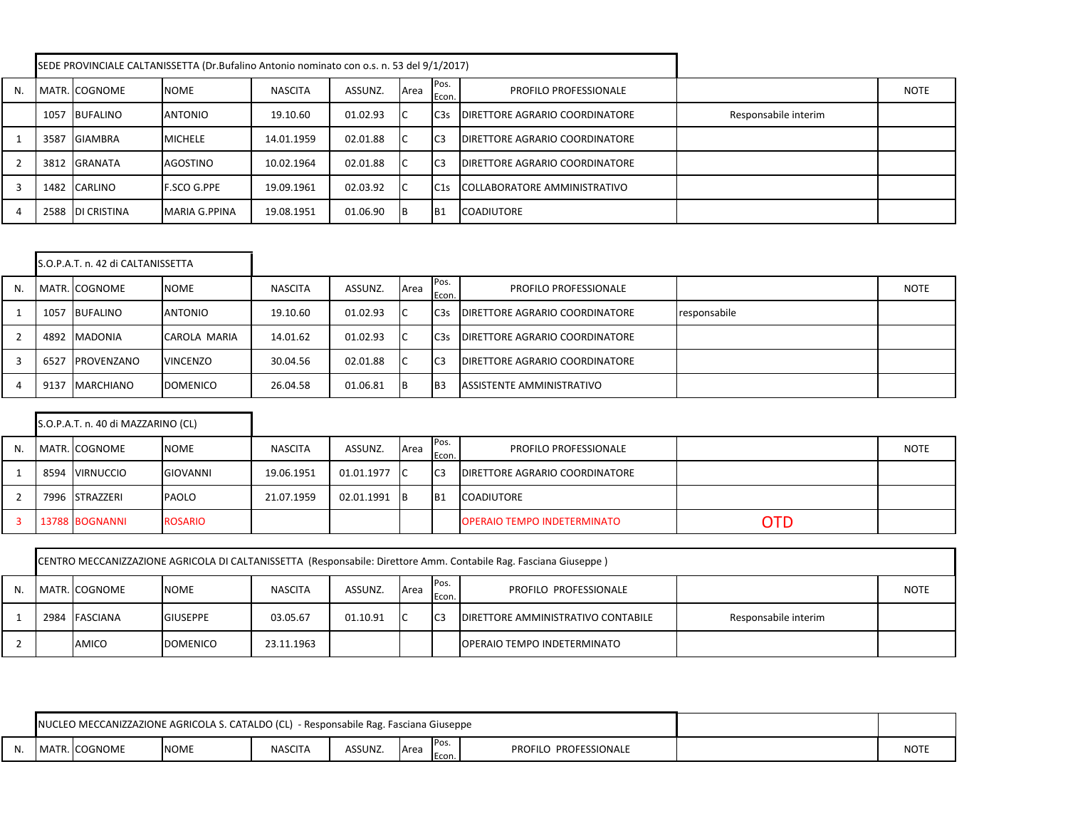SEDE PROVINCIALE CALTANISSETTA (Dr.Bufalino Antonio nominato con o.s. n. 53 del 9/1/2017)

| N. | MATR. | COGNOME | NOME | NASCITA | ASSUNZ. | Area | Pos. Econ. | PROFILO PROFESSIONALE | | NOTE |
|---|---|---|---|---|---|---|---|---|---|---|
| | 1057 | BUFALINO | ANTONIO | 19.10.60 | 01.02.93 | C | C3s | DIRETTORE AGRARIO COORDINATORE | Responsabile interim | |
| 1 | 3587 | GIAMBRA | MICHELE | 14.01.1959 | 02.01.88 | C | C3 | DIRETTORE AGRARIO COORDINATORE | | |
| 2 | 3812 | GRANATA | AGOSTINO | 10.02.1964 | 02.01.88 | C | C3 | DIRETTORE AGRARIO COORDINATORE | | |
| 3 | 1482 | CARLINO | F.SCO G.PPE | 19.09.1961 | 02.03.92 | C | C1s | COLLABORATORE AMMINISTRATIVO | | |
| 4 | 2588 | DI CRISTINA | MARIA G.PPINA | 19.08.1951 | 01.06.90 | B | B1 | COADIUTORE | | |

S.O.P.A.T. n. 42 di CALTANISSETTA

| N. | MATR. | COGNOME | NOME | NASCITA | ASSUNZ. | Area | Pos. Econ. | PROFILO PROFESSIONALE | | NOTE |
|---|---|---|---|---|---|---|---|---|---|---|
| 1 | 1057 | BUFALINO | ANTONIO | 19.10.60 | 01.02.93 | C | C3s | DIRETTORE AGRARIO COORDINATORE | responsabile | |
| 2 | 4892 | MADONIA | CAROLA MARIA | 14.01.62 | 01.02.93 | C | C3s | DIRETTORE AGRARIO COORDINATORE | | |
| 3 | 6527 | PROVENZANO | VINCENZO | 30.04.56 | 02.01.88 | C | C3 | DIRETTORE AGRARIO COORDINATORE | | |
| 4 | 9137 | MARCHIANO | DOMENICO | 26.04.58 | 01.06.81 | B | B3 | ASSISTENTE AMMINISTRATIVO | | |

S.O.P.A.T. n. 40 di MAZZARINO (CL)

| N. | MATR. | COGNOME | NOME | NASCITA | ASSUNZ. | Area | Pos. Econ. | PROFILO PROFESSIONALE | | NOTE |
|---|---|---|---|---|---|---|---|---|---|---|
| 1 | 8594 | VIRNUCCIO | GIOVANNI | 19.06.1951 | 01.01.1977 | C | C3 | DIRETTORE AGRARIO COORDINATORE | | |
| 2 | 7996 | STRAZZERI | PAOLO | 21.07.1959 | 02.01.1991 | B | B1 | COADIUTORE | | |
| 3 | 13788 | BOGNANNI | ROSARIO | | | | | OPERAIO TEMPO INDETERMINATO | OTD | |

CENTRO MECCANIZZAZIONE AGRICOLA DI CALTANISSETTA (Responsabile: Direttore Amm. Contabile Rag. Fasciana Giuseppe )

| N. | MATR. | COGNOME | NOME | NASCITA | ASSUNZ. | Area | Pos. Econ. | PROFILO PROFESSIONALE | | NOTE |
|---|---|---|---|---|---|---|---|---|---|---|
| 1 | 2984 | FASCIANA | GIUSEPPE | 03.05.67 | 01.10.91 | C | C3 | DIRETTORE AMMINISTRATIVO CONTABILE | Responsabile interim | |
| 2 | | AMICO | DOMENICO | 23.11.1963 | | | | OPERAIO TEMPO INDETERMINATO | | |

NUCLEO MECCANIZZAZIONE AGRICOLA S. CATALDO (CL) - Responsabile Rag. Fasciana Giuseppe

| N. | MATR. | COGNOME | NOME | NASCITA | ASSUNZ. | Area | Pos. Econ. | PROFILO PROFESSIONALE | | NOTE |
|---|---|---|---|---|---|---|---|---|---|---|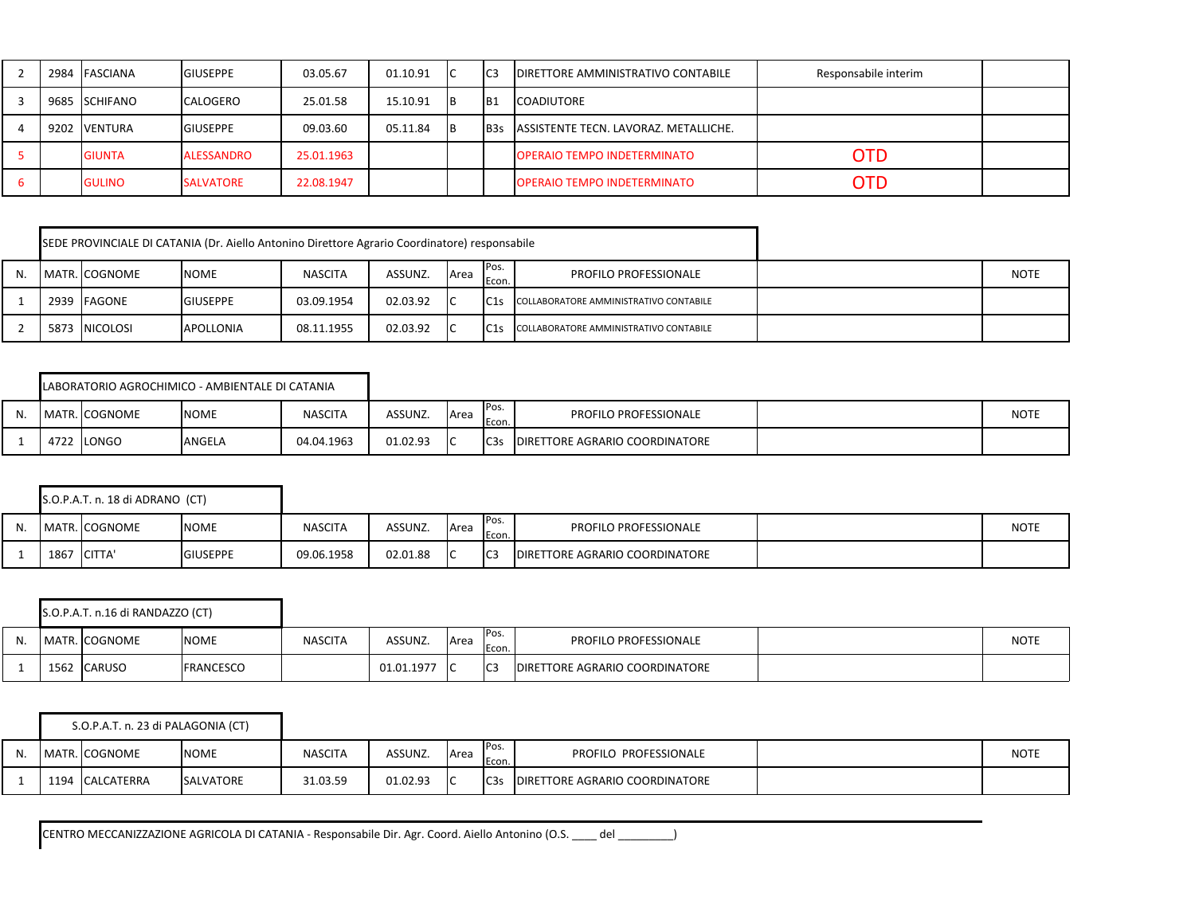| | | | | | | | | | | |
|---|---|---|---|---|---|---|---|---|---|---|
| 2 | 2984 | FASCIANA | GIUSEPPE | 03.05.67 | 01.10.91 | C | C3 | DIRETTORE AMMINISTRATIVO CONTABILE | Responsabile interim | |
| 3 | 9685 | SCHIFANO | CALOGERO | 25.01.58 | 15.10.91 | B | B1 | COADIUTORE | | |
| 4 | 9202 | VENTURA | GIUSEPPE | 09.03.60 | 05.11.84 | B | B3s | ASSISTENTE TECN. LAVORAZ. METALLICHE. | | |
| 5 | | GIUNTA | ALESSANDRO | 25.01.1963 | | | | OPERAIO TEMPO INDETERMINATO | OTD | |
| 6 | | GULINO | SALVATORE | 22.08.1947 | | | | OPERAIO TEMPO INDETERMINATO | OTD | |

SEDE PROVINCIALE DI CATANIA (Dr. Aiello Antonino Direttore Agrario Coordinatore) responsabile

| N. | MATR. | COGNOME | NOME | NASCITA | ASSUNZ. | Area | Pos. Econ. | PROFILO PROFESSIONALE | | NOTE |
|---|---|---|---|---|---|---|---|---|---|---|
| 1 | 2939 | FAGONE | GIUSEPPE | 03.09.1954 | 02.03.92 | C | C1s | COLLABORATORE AMMINISTRATIVO CONTABILE | | |
| 2 | 5873 | NICOLOSI | APOLLONIA | 08.11.1955 | 02.03.92 | C | C1s | COLLABORATORE AMMINISTRATIVO CONTABILE | | |

LABORATORIO AGROCHIMICO - AMBIENTALE DI CATANIA

| N. | MATR. | COGNOME | NOME | NASCITA | ASSUNZ. | Area | Pos. Econ. | PROFILO PROFESSIONALE | | NOTE |
|---|---|---|---|---|---|---|---|---|---|---|
| 1 | 4722 | LONGO | ANGELA | 04.04.1963 | 01.02.93 | C | C3s | DIRETTORE AGRARIO COORDINATORE | | |

S.O.P.A.T. n. 18 di ADRANO (CT)

| N. | MATR. | COGNOME | NOME | NASCITA | ASSUNZ. | Area | Pos. Econ. | PROFILO PROFESSIONALE | | NOTE |
|---|---|---|---|---|---|---|---|---|---|---|
| 1 | 1867 | CITTA' | GIUSEPPE | 09.06.1958 | 02.01.88 | C | C3 | DIRETTORE AGRARIO COORDINATORE | | |

S.O.P.A.T. n.16 di RANDAZZO (CT)

| N. | MATR. | COGNOME | NOME | NASCITA | ASSUNZ. | Area | Pos. Econ. | PROFILO PROFESSIONALE | | NOTE |
|---|---|---|---|---|---|---|---|---|---|---|
| 1 | 1562 | CARUSO | FRANCESCO | | 01.01.1977 | C | C3 | DIRETTORE AGRARIO COORDINATORE | | |

S.O.P.A.T. n. 23 di PALAGONIA (CT)

| N. | MATR. | COGNOME | NOME | NASCITA | ASSUNZ. | Area | Pos. Econ. | PROFILO PROFESSIONALE | | NOTE |
|---|---|---|---|---|---|---|---|---|---|---|
| 1 | 1194 | CALCATERRA | SALVATORE | 31.03.59 | 01.02.93 | C | C3s | DIRETTORE AGRARIO COORDINATORE | | |

CENTRO MECCANIZZAZIONE AGRICOLA DI CATANIA - Responsabile Dir. Agr. Coord. Aiello Antonino (O.S. ____ del _________)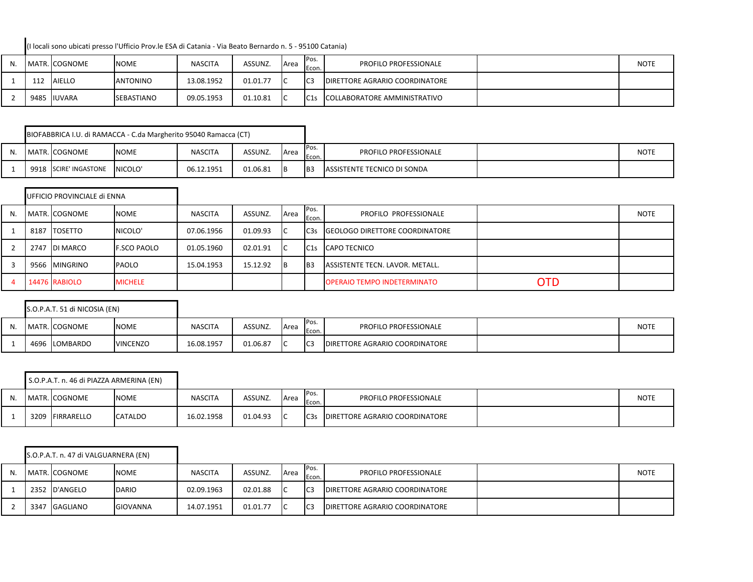(I locali sono ubicati presso l'Ufficio Prov.le ESA di Catania - Via Beato Bernardo n. 5 - 95100 Catania)

| N. | MATR. | COGNOME | NOME | NASCITA | ASSUNZ. | Area | Pos. Econ. | PROFILO PROFESSIONALE | | NOTE |
|---|---|---|---|---|---|---|---|---|---|---|
| 1 | 112 | AIELLO | ANTONINO | 13.08.1952 | 01.01.77 | C | C3 | DIRETTORE AGRARIO COORDINATORE | | |
| 2 | 9485 | IUVARA | SEBASTIANO | 09.05.1953 | 01.10.81 | C | C1s | COLLABORATORE AMMINISTRATIVO | | |

BIOFABBRICA I.U. di RAMACCA - C.da Margherito 95040 Ramacca (CT)

| N. | MATR. | COGNOME | NOME | NASCITA | ASSUNZ. | Area | Pos. Econ. | PROFILO PROFESSIONALE | | NOTE |
|---|---|---|---|---|---|---|---|---|---|---|
| 1 | 9918 | SCIRE' INGASTONE | NICOLO' | 06.12.1951 | 01.06.81 | B | B3 | ASSISTENTE TECNICO DI SONDA | | |

UFFICIO PROVINCIALE di ENNA

| N. | MATR. | COGNOME | NOME | NASCITA | ASSUNZ. | Area | Pos. Econ. | PROFILO PROFESSIONALE | | NOTE |
|---|---|---|---|---|---|---|---|---|---|---|
| 1 | 8187 | TOSETTO | NICOLO' | 07.06.1956 | 01.09.93 | C | C3s | GEOLOGO DIRETTORE COORDINATORE | | |
| 2 | 2747 | DI MARCO | F.SCO PAOLO | 01.05.1960 | 02.01.91 | C | C1s | CAPO TECNICO | | |
| 3 | 9566 | MINGRINO | PAOLO | 15.04.1953 | 15.12.92 | B | B3 | ASSISTENTE TECN. LAVOR. METALL. | | |
| 4 | 14476 | RABIOLO | MICHELE | | | | | OPERAIO TEMPO INDETERMINATO | OTD | |

S.O.P.A.T. 51 di NICOSIA (EN)

| N. | MATR. | COGNOME | NOME | NASCITA | ASSUNZ. | Area | Pos. Econ. | PROFILO PROFESSIONALE | | NOTE |
|---|---|---|---|---|---|---|---|---|---|---|
| 1 | 4696 | LOMBARDO | VINCENZO | 16.08.1957 | 01.06.87 | C | C3 | DIRETTORE AGRARIO COORDINATORE | | |

S.O.P.A.T. n. 46 di PIAZZA ARMERINA (EN)

| N. | MATR. | COGNOME | NOME | NASCITA | ASSUNZ. | Area | Pos. Econ. | PROFILO PROFESSIONALE | | NOTE |
|---|---|---|---|---|---|---|---|---|---|---|
| 1 | 3209 | FIRRARELLO | CATALDO | 16.02.1958 | 01.04.93 | C | C3s | DIRETTORE AGRARIO COORDINATORE | | |

S.O.P.A.T. n. 47 di VALGUARNERA (EN)

| N. | MATR. | COGNOME | NOME | NASCITA | ASSUNZ. | Area | Pos. Econ. | PROFILO PROFESSIONALE | | NOTE |
|---|---|---|---|---|---|---|---|---|---|---|
| 1 | 2352 | D'ANGELO | DARIO | 02.09.1963 | 02.01.88 | C | C3 | DIRETTORE AGRARIO COORDINATORE | | |
| 2 | 3347 | GAGLIANO | GIOVANNA | 14.07.1951 | 01.01.77 | C | C3 | DIRETTORE AGRARIO COORDINATORE | | |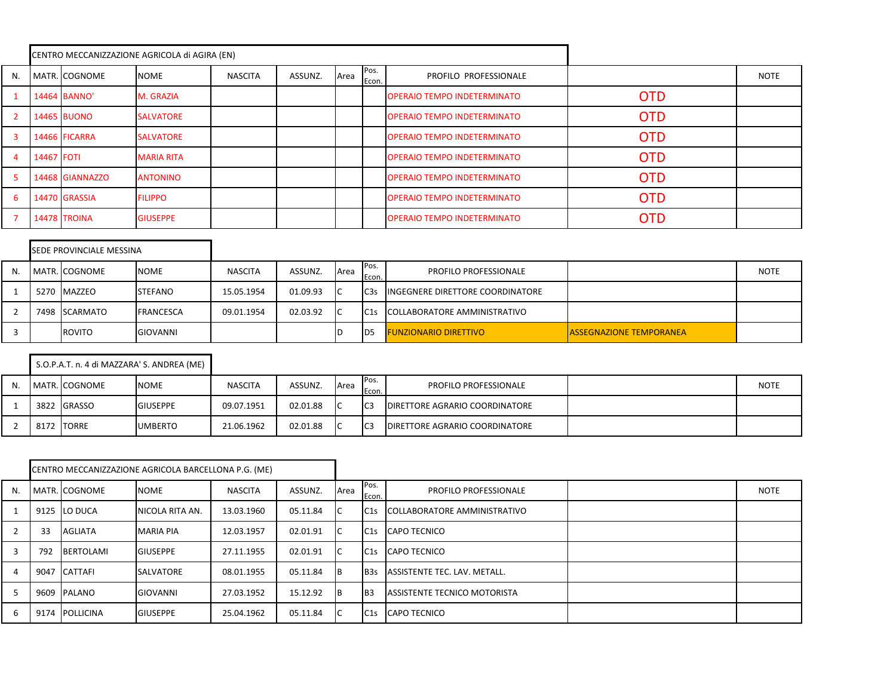**CENTRO MECCANIZZAZIONE AGRICOLA di AGIRA (EN)**

| N. | MATR. | COGNOME | NOME | NASCITA | ASSUNZ. | Area | Pos. Econ. | PROFILO PROFESSIONALE | | NOTE |
|---|---|---|---|---|---|---|---|---|---|---|
| 1 | 14464 | BANNO' | M. GRAZIA | | | | | OPERAIO TEMPO INDETERMINATO | OTD | |
| 2 | 14465 | BUONO | SALVATORE | | | | | OPERAIO TEMPO INDETERMINATO | OTD | |
| 3 | 14466 | FICARRA | SALVATORE | | | | | OPERAIO TEMPO INDETERMINATO | OTD | |
| 4 | 14467 | FOTI | MARIA RITA | | | | | OPERAIO TEMPO INDETERMINATO | OTD | |
| 5 | 14468 | GIANNAZZO | ANTONINO | | | | | OPERAIO TEMPO INDETERMINATO | OTD | |
| 6 | 14470 | GRASSIA | FILIPPO | | | | | OPERAIO TEMPO INDETERMINATO | OTD | |
| 7 | 14478 | TROINA | GIUSEPPE | | | | | OPERAIO TEMPO INDETERMINATO | OTD | |

**SEDE PROVINCIALE MESSINA**

| N. | MATR. | COGNOME | NOME | NASCITA | ASSUNZ. | Area | Pos. Econ. | PROFILO PROFESSIONALE | | NOTE |
|---|---|---|---|---|---|---|---|---|---|---|
| 1 | 5270 | MAZZEO | STEFANO | 15.05.1954 | 01.09.93 | C | C3s | INGEGNERE DIRETTORE COORDINATORE | | |
| 2 | 7498 | SCARMATO | FRANCESCA | 09.01.1954 | 02.03.92 | C | C1s | COLLABORATORE AMMINISTRATIVO | | |
| 3 | | ROVITO | GIOVANNI | | | D | D5 | FUNZIONARIO DIRETTIVO | ASSEGNAZIONE TEMPORANEA | |

**S.O.P.A.T. n. 4 di MAZZARA' S. ANDREA (ME)**

| N. | MATR. | COGNOME | NOME | NASCITA | ASSUNZ. | Area | Pos. Econ. | PROFILO PROFESSIONALE | | NOTE |
|---|---|---|---|---|---|---|---|---|---|---|
| 1 | 3822 | GRASSO | GIUSEPPE | 09.07.1951 | 02.01.88 | C | C3 | DIRETTORE AGRARIO COORDINATORE | | |
| 2 | 8172 | TORRE | UMBERTO | 21.06.1962 | 02.01.88 | C | C3 | DIRETTORE AGRARIO COORDINATORE | | |

**CENTRO MECCANIZZAZIONE AGRICOLA BARCELLONA P.G. (ME)**

| N. | MATR. | COGNOME | NOME | NASCITA | ASSUNZ. | Area | Pos. Econ. | PROFILO PROFESSIONALE | | NOTE |
|---|---|---|---|---|---|---|---|---|---|---|
| 1 | 9125 | LO DUCA | NICOLA RITA AN. | 13.03.1960 | 05.11.84 | C | C1s | COLLABORATORE AMMINISTRATIVO | | |
| 2 | 33 | AGLIATA | MARIA PIA | 12.03.1957 | 02.01.91 | C | C1s | CAPO TECNICO | | |
| 3 | 792 | BERTOLAMI | GIUSEPPE | 27.11.1955 | 02.01.91 | C | C1s | CAPO TECNICO | | |
| 4 | 9047 | CATTAFI | SALVATORE | 08.01.1955 | 05.11.84 | B | B3s | ASSISTENTE TEC. LAV. METALL. | | |
| 5 | 9609 | PALANO | GIOVANNI | 27.03.1952 | 15.12.92 | B | B3 | ASSISTENTE TECNICO MOTORISTA | | |
| 6 | 9174 | POLLICINA | GIUSEPPE | 25.04.1962 | 05.11.84 | C | C1s | CAPO TECNICO | | |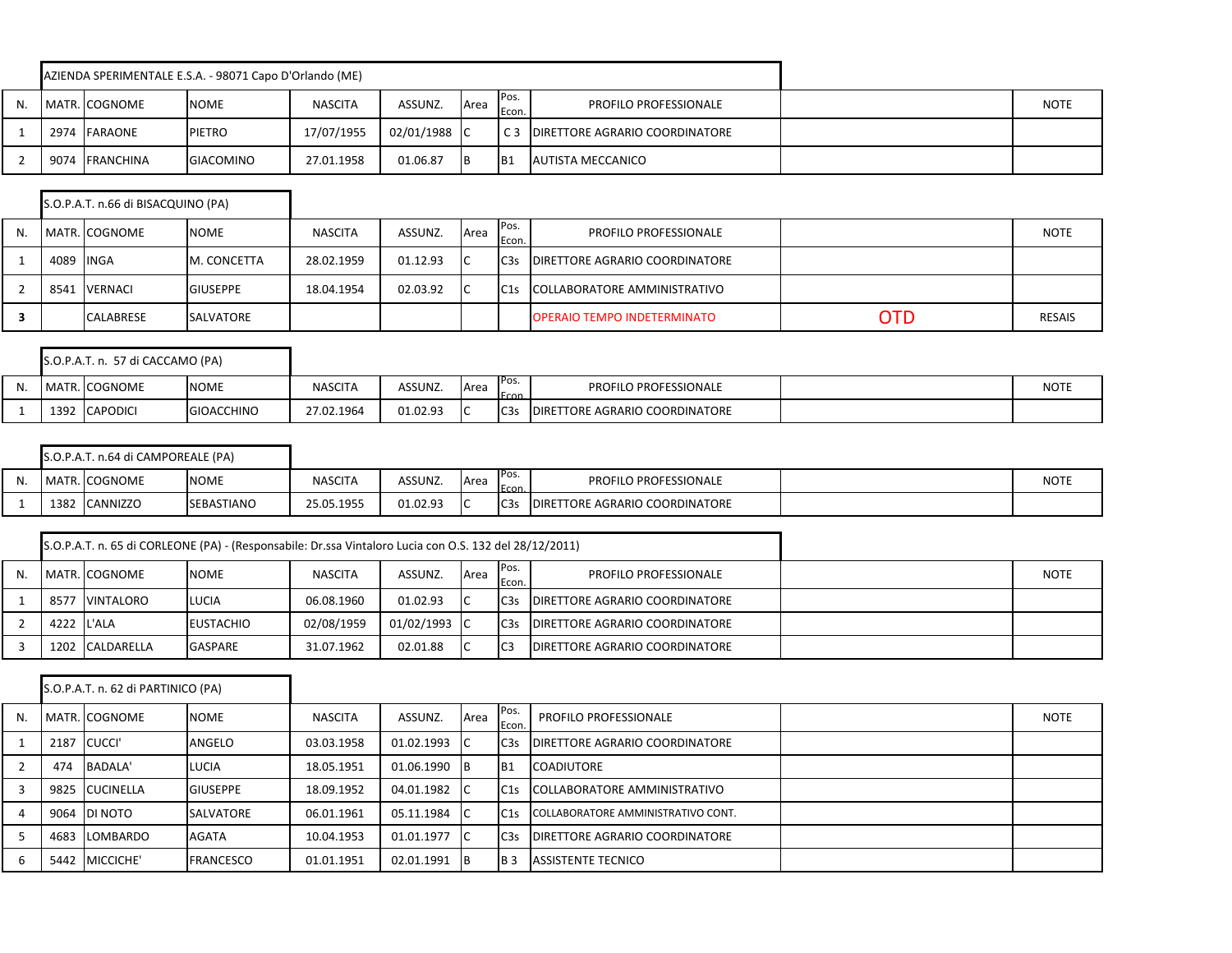| AZIENDA SPERIMENTALE E.S.A. - 98071 Capo D'Orlando (ME) | | | | | | | | | | |
|---|---|---|---|---|---|---|---|---|---|---|
| N. | MATR. | COGNOME | NOME | NASCITA | ASSUNZ. | Area | Pos. Econ. | PROFILO PROFESSIONALE | | NOTE |
| 1 | 2974 | FARAONE | PIETRO | 17/07/1955 | 02/01/1988 | C | C 3 | DIRETTORE AGRARIO COORDINATORE | | |
| 2 | 9074 | FRANCHINA | GIACOMINO | 27.01.1958 | 01.06.87 | B | B1 | AUTISTA MECCANICO | | |

| S.O.P.A.T. n.66 di BISACQUINO (PA) | | | | | | | | | | |
|---|---|---|---|---|---|---|---|---|---|---|
| N. | MATR. | COGNOME | NOME | NASCITA | ASSUNZ. | Area | Pos. Econ. | PROFILO PROFESSIONALE | | NOTE |
| 1 | 4089 | INGA | M. CONCETTA | 28.02.1959 | 01.12.93 | C | C3s | DIRETTORE AGRARIO COORDINATORE | | |
| 2 | 8541 | VERNACI | GIUSEPPE | 18.04.1954 | 02.03.92 | C | C1s | COLLABORATORE AMMINISTRATIVO | | |
| **3** | | CALABRESE | SALVATORE | | | | | OPERAIO TEMPO INDETERMINATO | OTD | RESAIS |

| S.O.P.A.T. n. 57 di CACCAMO (PA) | | | | | | | | | | |
|---|---|---|---|---|---|---|---|---|---|---|
| N. | MATR. | COGNOME | NOME | NASCITA | ASSUNZ. | Area | Pos. Econ. | PROFILO PROFESSIONALE | | NOTE |
| 1 | 1392 | CAPODICI | GIOACCHINO | 27.02.1964 | 01.02.93 | C | C3s | DIRETTORE AGRARIO COORDINATORE | | |

| S.O.P.A.T. n.64 di CAMPOREALE (PA) | | | | | | | | | | |
|---|---|---|---|---|---|---|---|---|---|---|
| N. | MATR. | COGNOME | NOME | NASCITA | ASSUNZ. | Area | Pos. Econ. | PROFILO PROFESSIONALE | | NOTE |
| 1 | 1382 | CANNIZZO | SEBASTIANO | 25.05.1955 | 01.02.93 | C | C3s | DIRETTORE AGRARIO COORDINATORE | | |

| S.O.P.A.T. n. 65 di CORLEONE (PA) - (Responsabile: Dr.ssa Vintaloro Lucia con O.S. 132 del 28/12/2011) | | | | | | | | | | |
|---|---|---|---|---|---|---|---|---|---|---|
| N. | MATR. | COGNOME | NOME | NASCITA | ASSUNZ. | Area | Pos. Econ. | PROFILO PROFESSIONALE | | NOTE |
| 1 | 8577 | VINTALORO | LUCIA | 06.08.1960 | 01.02.93 | C | C3s | DIRETTORE AGRARIO COORDINATORE | | |
| 2 | 4222 | L'ALA | EUSTACHIO | 02/08/1959 | 01/02/1993 | C | C3s | DIRETTORE AGRARIO COORDINATORE | | |
| 3 | 1202 | CALDARELLA | GASPARE | 31.07.1962 | 02.01.88 | C | C3 | DIRETTORE AGRARIO COORDINATORE | | |

| S.O.P.A.T. n. 62 di PARTINICO (PA) | | | | | | | | | | |
|---|---|---|---|---|---|---|---|---|---|---|
| N. | MATR. | COGNOME | NOME | NASCITA | ASSUNZ. | Area | Pos. Econ. | PROFILO PROFESSIONALE | | NOTE |
| 1 | 2187 | CUCCI' | ANGELO | 03.03.1958 | 01.02.1993 | C | C3s | DIRETTORE AGRARIO COORDINATORE | | |
| 2 | 474 | BADALA' | LUCIA | 18.05.1951 | 01.06.1990 | B | B1 | COADIUTORE | | |
| 3 | 9825 | CUCINELLA | GIUSEPPE | 18.09.1952 | 04.01.1982 | C | C1s | COLLABORATORE AMMINISTRATIVO | | |
| 4 | 9064 | DI NOTO | SALVATORE | 06.01.1961 | 05.11.1984 | C | C1s | COLLABORATORE AMMINISTRATIVO CONT. | | |
| 5 | 4683 | LOMBARDO | AGATA | 10.04.1953 | 01.01.1977 | C | C3s | DIRETTORE AGRARIO COORDINATORE | | |
| 6 | 5442 | MICCICHE' | FRANCESCO | 01.01.1951 | 02.01.1991 | B | B 3 | ASSISTENTE TECNICO | | |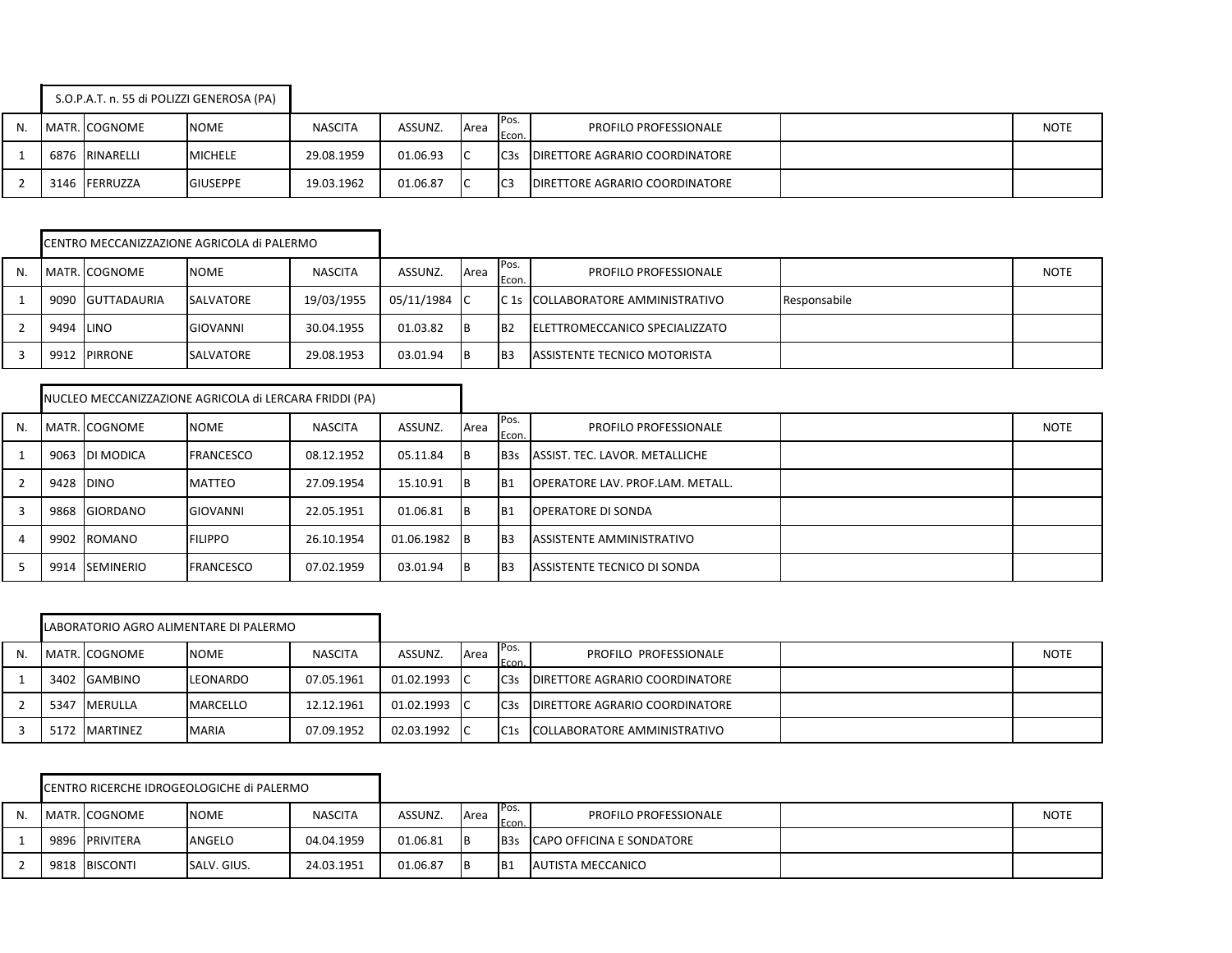S.O.P.A.T. n. 55 di POLIZZI GENEROSA (PA)

| N. | MATR. | COGNOME | NOME | NASCITA | ASSUNZ. | Area | Pos. Econ. | PROFILO PROFESSIONALE | | NOTE |
|---|---|---|---|---|---|---|---|---|---|---|
| 1 | 6876 | RINARELLI | MICHELE | 29.08.1959 | 01.06.93 | C | C3s | DIRETTORE AGRARIO COORDINATORE | | |
| 2 | 3146 | FERRUZZA | GIUSEPPE | 19.03.1962 | 01.06.87 | C | C3 | DIRETTORE AGRARIO COORDINATORE | | |

CENTRO MECCANIZZAZIONE AGRICOLA di PALERMO

| N. | MATR. | COGNOME | NOME | NASCITA | ASSUNZ. | Area | Pos. Econ. | PROFILO PROFESSIONALE | | NOTE |
|---|---|---|---|---|---|---|---|---|---|---|
| 1 | 9090 | GUTTADAURIA | SALVATORE | 19/03/1955 | 05/11/1984 | C | C 1s | COLLABORATORE AMMINISTRATIVO | Responsabile | |
| 2 | 9494 | LINO | GIOVANNI | 30.04.1955 | 01.03.82 | B | B2 | ELETTROMECCANICO SPECIALIZZATO | | |
| 3 | 9912 | PIRRONE | SALVATORE | 29.08.1953 | 03.01.94 | B | B3 | ASSISTENTE TECNICO MOTORISTA | | |

NUCLEO MECCANIZZAZIONE AGRICOLA di LERCARA FRIDDI (PA)

| N. | MATR. | COGNOME | NOME | NASCITA | ASSUNZ. | Area | Pos. Econ. | PROFILO PROFESSIONALE | | NOTE |
|---|---|---|---|---|---|---|---|---|---|---|
| 1 | 9063 | DI MODICA | FRANCESCO | 08.12.1952 | 05.11.84 | B | B3s | ASSIST. TEC. LAVOR. METALLICHE | | |
| 2 | 9428 | DINO | MATTEO | 27.09.1954 | 15.10.91 | B | B1 | OPERATORE LAV. PROF.LAM. METALL. | | |
| 3 | 9868 | GIORDANO | GIOVANNI | 22.05.1951 | 01.06.81 | B | B1 | OPERATORE DI SONDA | | |
| 4 | 9902 | ROMANO | FILIPPO | 26.10.1954 | 01.06.1982 | B | B3 | ASSISTENTE AMMINISTRATIVO | | |
| 5 | 9914 | SEMINERIO | FRANCESCO | 07.02.1959 | 03.01.94 | B | B3 | ASSISTENTE TECNICO DI SONDA | | |

LABORATORIO AGRO ALIMENTARE DI PALERMO

| N. | MATR. | COGNOME | NOME | NASCITA | ASSUNZ. | Area | Pos. Econ. | PROFILO PROFESSIONALE | | NOTE |
|---|---|---|---|---|---|---|---|---|---|---|
| 1 | 3402 | GAMBINO | LEONARDO | 07.05.1961 | 01.02.1993 | C | C3s | DIRETTORE AGRARIO COORDINATORE | | |
| 2 | 5347 | MERULLA | MARCELLO | 12.12.1961 | 01.02.1993 | C | C3s | DIRETTORE AGRARIO COORDINATORE | | |
| 3 | 5172 | MARTINEZ | MARIA | 07.09.1952 | 02.03.1992 | C | C1s | COLLABORATORE AMMINISTRATIVO | | |

CENTRO RICERCHE IDROGEOLOGICHE di PALERMO

| N. | MATR. | COGNOME | NOME | NASCITA | ASSUNZ. | Area | Pos. Econ. | PROFILO PROFESSIONALE | | NOTE |
|---|---|---|---|---|---|---|---|---|---|---|
| 1 | 9896 | PRIVITERA | ANGELO | 04.04.1959 | 01.06.81 | B | B3s | CAPO OFFICINA E SONDATORE | | |
| 2 | 9818 | BISCONTI | SALV. GIUS. | 24.03.1951 | 01.06.87 | B | B1 | AUTISTA MECCANICO | | |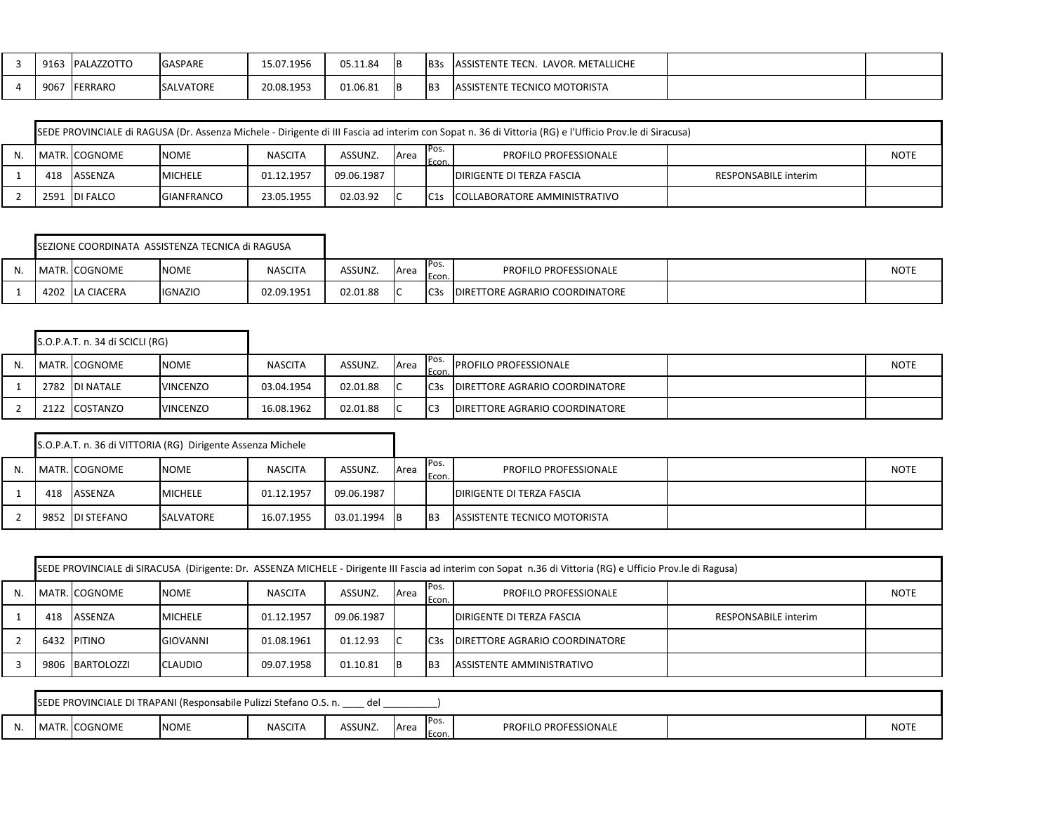| | | | | | | | | | | |
|---|---|---|---|---|---|---|---|---|---|---|
| 3 | 9163 | PALAZZOTTO | GASPARE | 15.07.1956 | 05.11.84 | B | B3s | ASSISTENTE TECN. LAVOR. METALLICHE | | |
| 4 | 9067 | FERRARO | SALVATORE | 20.08.1953 | 01.06.81 | B | B3 | ASSISTENTE TECNICO MOTORISTA | | |

| | SEDE PROVINCIALE di RAGUSA (Dr. Assenza Michele - Dirigente di III Fascia ad interim con Sopat n. 36 di Vittoria (RG) e l'Ufficio Prov.le di Siracusa) | | | | | | | | | |
|---|---|---|---|---|---|---|---|---|---|---|
| N. | MATR. | COGNOME | NOME | NASCITA | ASSUNZ. | Area | Pos. Econ. | PROFILO PROFESSIONALE | | NOTE |
| 1 | 418 | ASSENZA | MICHELE | 01.12.1957 | 09.06.1987 | | | DIRIGENTE DI TERZA FASCIA | RESPONSABILE interim | |
| 2 | 2591 | DI FALCO | GIANFRANCO | 23.05.1955 | 02.03.92 | C | C1s | COLLABORATORE AMMINISTRATIVO | | |

| | SEZIONE COORDINATA ASSISTENZA TECNICA di RAGUSA | | | | | | | | | |
|---|---|---|---|---|---|---|---|---|---|---|
| N. | MATR. | COGNOME | NOME | NASCITA | ASSUNZ. | Area | Pos. Econ. | PROFILO PROFESSIONALE | | NOTE |
| 1 | 4202 | LA CIACERA | IGNAZIO | 02.09.1951 | 02.01.88 | C | C3s | DIRETTORE AGRARIO COORDINATORE | | |

| | S.O.P.A.T. n. 34 di SCICLI (RG) | | | | | | | | | |
|---|---|---|---|---|---|---|---|---|---|---|
| N. | MATR. | COGNOME | NOME | NASCITA | ASSUNZ. | Area | Pos. Econ. | PROFILO PROFESSIONALE | | NOTE |
| 1 | 2782 | DI NATALE | VINCENZO | 03.04.1954 | 02.01.88 | C | C3s | DIRETTORE AGRARIO COORDINATORE | | |
| 2 | 2122 | COSTANZO | VINCENZO | 16.08.1962 | 02.01.88 | C | C3 | DIRETTORE AGRARIO COORDINATORE | | |

| | S.O.P.A.T. n. 36 di VITTORIA (RG) Dirigente Assenza Michele | | | | | | | | | |
|---|---|---|---|---|---|---|---|---|---|---|
| N. | MATR. | COGNOME | NOME | NASCITA | ASSUNZ. | Area | Pos. Econ. | PROFILO PROFESSIONALE | | NOTE |
| 1 | 418 | ASSENZA | MICHELE | 01.12.1957 | 09.06.1987 | | | DIRIGENTE DI TERZA FASCIA | | |
| 2 | 9852 | DI STEFANO | SALVATORE | 16.07.1955 | 03.01.1994 | B | B3 | ASSISTENTE TECNICO MOTORISTA | | |

| | SEDE PROVINCIALE di SIRACUSA (Dirigente: Dr. ASSENZA MICHELE - Dirigente III Fascia ad interim con Sopat n.36 di Vittoria (RG) e Ufficio Prov.le di Ragusa) | | | | | | | | | |
|---|---|---|---|---|---|---|---|---|---|---|
| N. | MATR. | COGNOME | NOME | NASCITA | ASSUNZ. | Area | Pos. Econ. | PROFILO PROFESSIONALE | | NOTE |
| 1 | 418 | ASSENZA | MICHELE | 01.12.1957 | 09.06.1987 | | | DIRIGENTE DI TERZA FASCIA | RESPONSABILE interim | |
| 2 | 6432 | PITINO | GIOVANNI | 01.08.1961 | 01.12.93 | C | C3s | DIRETTORE AGRARIO COORDINATORE | | |
| 3 | 9806 | BARTOLOZZI | CLAUDIO | 09.07.1958 | 01.10.81 | B | B3 | ASSISTENTE AMMINISTRATIVO | | |

| | SEDE PROVINCIALE DI TRAPANI (Responsabile Pulizzi Stefano O.S. n. ____ del __________) | | | | | | | | | |
|---|---|---|---|---|---|---|---|---|---|---|
| N. | MATR. | COGNOME | NOME | NASCITA | ASSUNZ. | Area | Pos. Econ. | PROFILO PROFESSIONALE | | NOTE |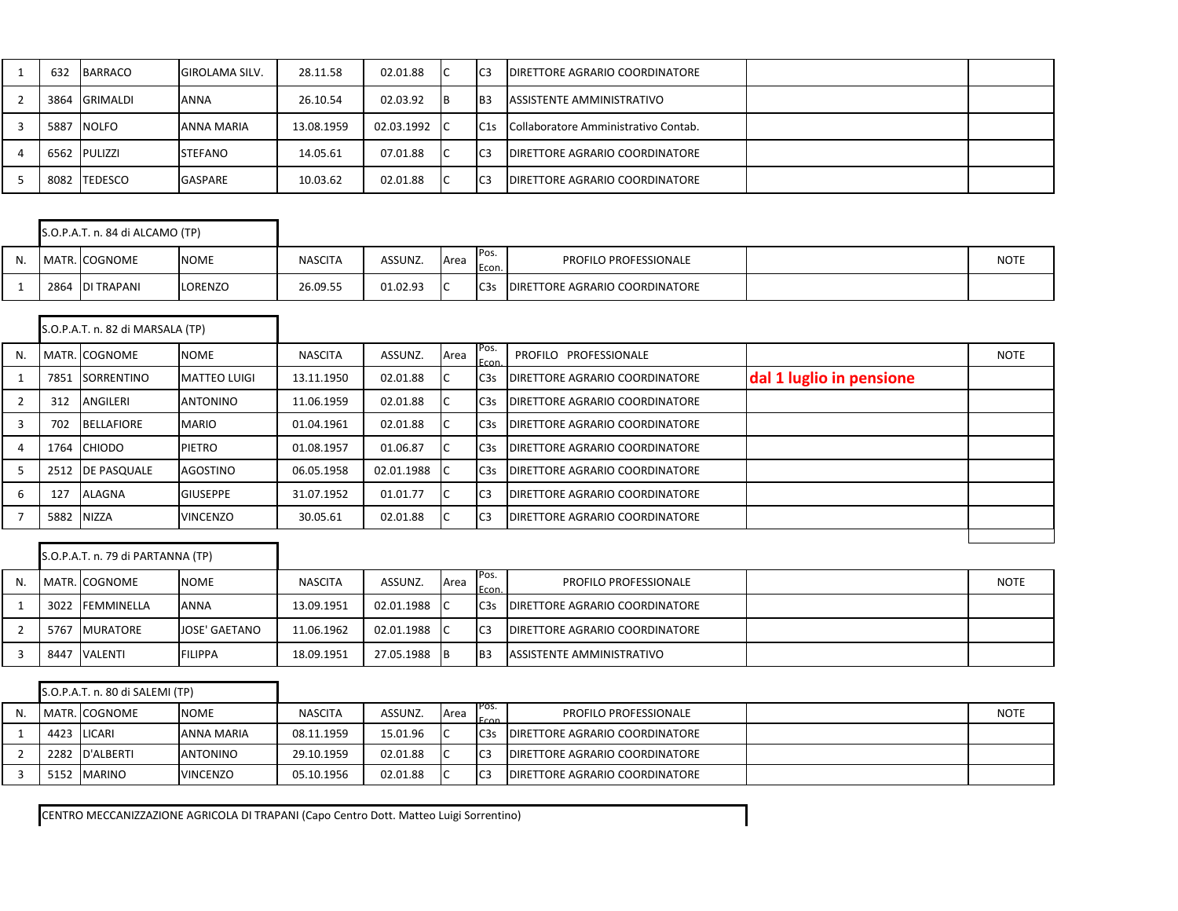| N. | MATR. | COGNOME | NOME | NASCITA | ASSUNZ. | Area | Pos. Econ. | PROFILO PROFESSIONALE | | NOTE |
|---|---|---|---|---|---|---|---|---|---|---|
| 1 | 632 | BARRACO | GIROLAMA SILV. | 28.11.58 | 02.01.88 | C | C3 | DIRETTORE AGRARIO COORDINATORE | | |
| 2 | 3864 | GRIMALDI | ANNA | 26.10.54 | 02.03.92 | B | B3 | ASSISTENTE AMMINISTRATIVO | | |
| 3 | 5887 | NOLFO | ANNA MARIA | 13.08.1959 | 02.03.1992 | C | C1s | Collaboratore Amministrativo Contab. | | |
| 4 | 6562 | PULIZZI | STEFANO | 14.05.61 | 07.01.88 | C | C3 | DIRETTORE AGRARIO COORDINATORE | | |
| 5 | 8082 | TEDESCO | GASPARE | 10.03.62 | 02.01.88 | C | C3 | DIRETTORE AGRARIO COORDINATORE | | |

S.O.P.A.T. n. 84 di ALCAMO (TP)

| N. | MATR. | COGNOME | NOME | NASCITA | ASSUNZ. | Area | Pos. Econ. | PROFILO PROFESSIONALE | | NOTE |
|---|---|---|---|---|---|---|---|---|---|---|
| 1 | 2864 | DI TRAPANI | LORENZO | 26.09.55 | 01.02.93 | C | C3s | DIRETTORE AGRARIO COORDINATORE | | |

S.O.P.A.T. n. 82 di MARSALA (TP)

| N. | MATR. | COGNOME | NOME | NASCITA | ASSUNZ. | Area | Pos. Econ. | PROFILO PROFESSIONALE | | NOTE |
|---|---|---|---|---|---|---|---|---|---|---|
| 1 | 7851 | SORRENTINO | MATTEO LUIGI | 13.11.1950 | 02.01.88 | C | C3s | DIRETTORE AGRARIO COORDINATORE | **dal 1 luglio in pensione** | |
| 2 | 312 | ANGILERI | ANTONINO | 11.06.1959 | 02.01.88 | C | C3s | DIRETTORE AGRARIO COORDINATORE | | |
| 3 | 702 | BELLAFIORE | MARIO | 01.04.1961 | 02.01.88 | C | C3s | DIRETTORE AGRARIO COORDINATORE | | |
| 4 | 1764 | CHIODO | PIETRO | 01.08.1957 | 01.06.87 | C | C3s | DIRETTORE AGRARIO COORDINATORE | | |
| 5 | 2512 | DE PASQUALE | AGOSTINO | 06.05.1958 | 02.01.1988 | C | C3s | DIRETTORE AGRARIO COORDINATORE | | |
| 6 | 127 | ALAGNA | GIUSEPPE | 31.07.1952 | 01.01.77 | C | C3 | DIRETTORE AGRARIO COORDINATORE | | |
| 7 | 5882 | NIZZA | VINCENZO | 30.05.61 | 02.01.88 | C | C3 | DIRETTORE AGRARIO COORDINATORE | | |

S.O.P.A.T. n. 79 di PARTANNA (TP)

| N. | MATR. | COGNOME | NOME | NASCITA | ASSUNZ. | Area | Pos. Econ. | PROFILO PROFESSIONALE | | NOTE |
|---|---|---|---|---|---|---|---|---|---|---|
| 1 | 3022 | FEMMINELLA | ANNA | 13.09.1951 | 02.01.1988 | C | C3s | DIRETTORE AGRARIO COORDINATORE | | |
| 2 | 5767 | MURATORE | JOSE' GAETANO | 11.06.1962 | 02.01.1988 | C | C3 | DIRETTORE AGRARIO COORDINATORE | | |
| 3 | 8447 | VALENTI | FILIPPA | 18.09.1951 | 27.05.1988 | B | B3 | ASSISTENTE AMMINISTRATIVO | | |

S.O.P.A.T. n. 80 di SALEMI (TP)

| N. | MATR. | COGNOME | NOME | NASCITA | ASSUNZ. | Area | Pos. Econ. | PROFILO PROFESSIONALE | | NOTE |
|---|---|---|---|---|---|---|---|---|---|---|
| 1 | 4423 | LICARI | ANNA MARIA | 08.11.1959 | 15.01.96 | C | C3s | DIRETTORE AGRARIO COORDINATORE | | |
| 2 | 2282 | D'ALBERTI | ANTONINO | 29.10.1959 | 02.01.88 | C | C3 | DIRETTORE AGRARIO COORDINATORE | | |
| 3 | 5152 | MARINO | VINCENZO | 05.10.1956 | 02.01.88 | C | C3 | DIRETTORE AGRARIO COORDINATORE | | |

CENTRO MECCANIZZAZIONE AGRICOLA DI TRAPANI (Capo Centro Dott. Matteo Luigi Sorrentino)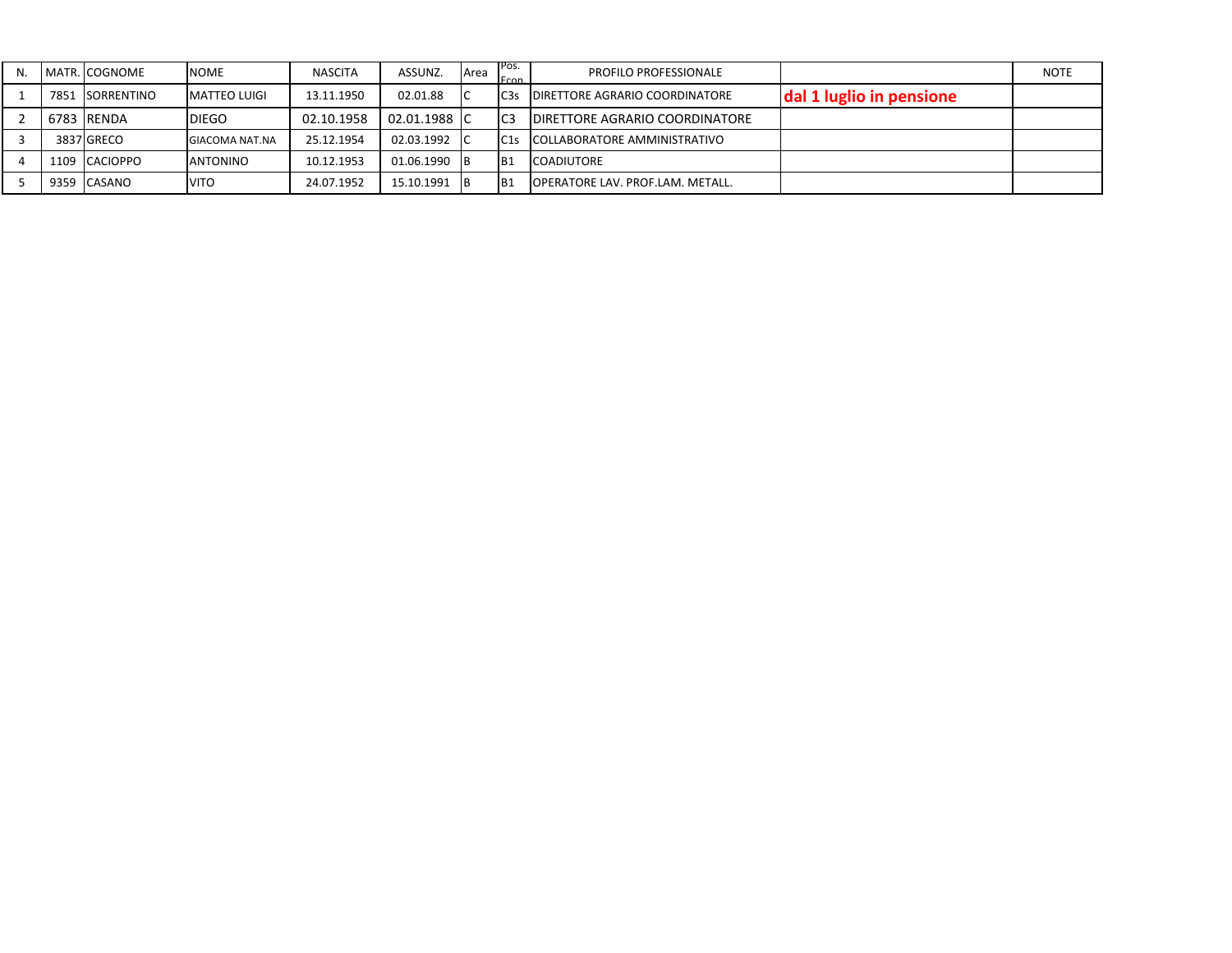| N. | MATR. | COGNOME | NOME | NASCITA | ASSUNZ. | Area | Pos. Econ. | PROFILO PROFESSIONALE | | NOTE |
|---|---|---|---|---|---|---|---|---|---|---|
| 1 | 7851 | SORRENTINO | MATTEO LUIGI | 13.11.1950 | 02.01.88 | C | C3s | DIRETTORE AGRARIO COORDINATORE | **dal 1 luglio in pensione** | |
| 2 | 6783 | RENDA | DIEGO | 02.10.1958 | 02.01.1988 | C | C3 | DIRETTORE AGRARIO COORDINATORE | | |
| 3 | 3837 | GRECO | GIACOMA NAT.NA | 25.12.1954 | 02.03.1992 | C | C1s | COLLABORATORE AMMINISTRATIVO | | |
| 4 | 1109 | CACIOPPO | ANTONINO | 10.12.1953 | 01.06.1990 | B | B1 | COADIUTORE | | |
| 5 | 9359 | CASANO | VITO | 24.07.1952 | 15.10.1991 | B | B1 | OPERATORE LAV. PROF.LAM. METALL. | | |